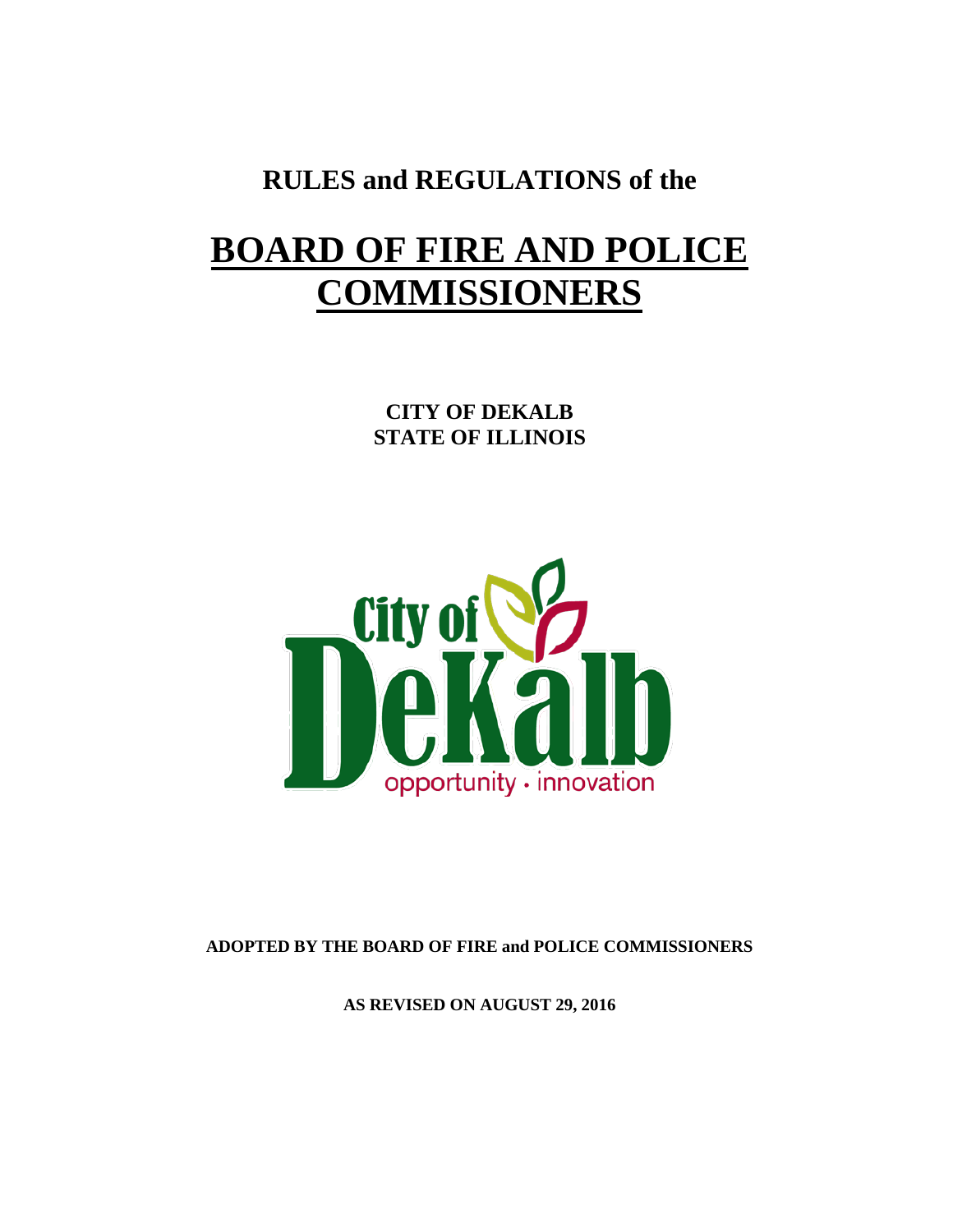**RULES and REGULATIONS of the**

# BOARD OF FIRE AND POLICE COMMISSIONERS

**CITY OF DEKALB**
**STATE OF ILLINOIS**

**ADOPTED BY THE BOARD OF FIRE and POLICE COMMISSIONERS**

**AS REVISED ON AUGUST 29, 2016**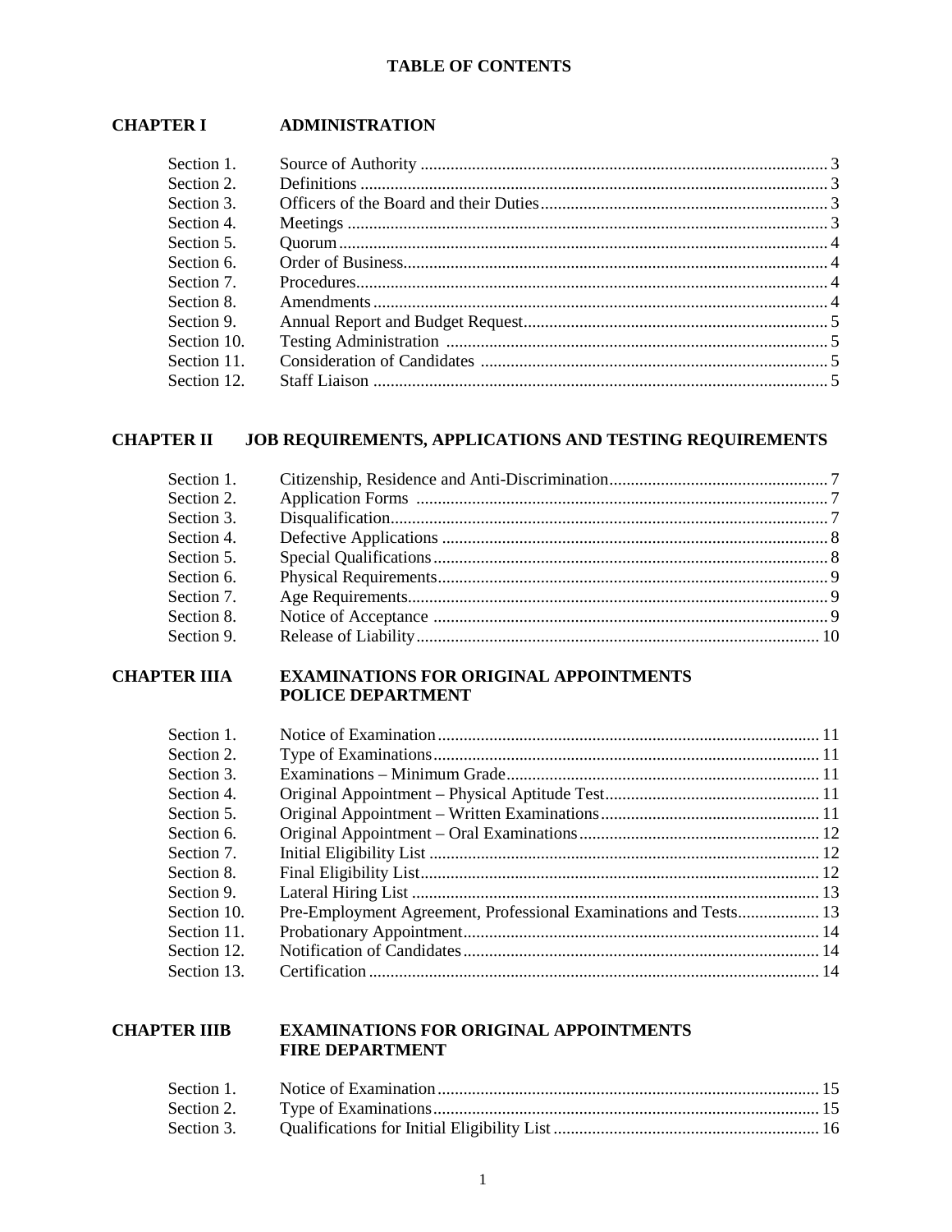# TABLE OF CONTENTS

## CHAPTER I ADMINISTRATION

| | | |
|---|---|---|
| Section 1. | Source of Authority | 3 |
| Section 2. | Definitions | 3 |
| Section 3. | Officers of the Board and their Duties | 3 |
| Section 4. | Meetings | 3 |
| Section 5. | Quorum | 4 |
| Section 6. | Order of Business | 4 |
| Section 7. | Procedures | 4 |
| Section 8. | Amendments | 4 |
| Section 9. | Annual Report and Budget Request | 5 |
| Section 10. | Testing Administration | 5 |
| Section 11. | Consideration of Candidates | 5 |
| Section 12. | Staff Liaison | 5 |

## CHAPTER II JOB REQUIREMENTS, APPLICATIONS AND TESTING REQUIREMENTS

| | | |
|---|---|---|
| Section 1. | Citizenship, Residence and Anti-Discrimination | 7 |
| Section 2. | Application Forms | 7 |
| Section 3. | Disqualification | 7 |
| Section 4. | Defective Applications | 8 |
| Section 5. | Special Qualifications | 8 |
| Section 6. | Physical Requirements | 9 |
| Section 7. | Age Requirements | 9 |
| Section 8. | Notice of Acceptance | 9 |
| Section 9. | Release of Liability | 10 |

## CHAPTER IIIA EXAMINATIONS FOR ORIGINAL APPOINTMENTS POLICE DEPARTMENT

| | | |
|---|---|---|
| Section 1. | Notice of Examination | 11 |
| Section 2. | Type of Examinations | 11 |
| Section 3. | Examinations – Minimum Grade | 11 |
| Section 4. | Original Appointment – Physical Aptitude Test | 11 |
| Section 5. | Original Appointment – Written Examinations | 11 |
| Section 6. | Original Appointment – Oral Examinations | 12 |
| Section 7. | Initial Eligibility List | 12 |
| Section 8. | Final Eligibility List | 12 |
| Section 9. | Lateral Hiring List | 13 |
| Section 10. | Pre-Employment Agreement, Professional Examinations and Tests | 13 |
| Section 11. | Probationary Appointment | 14 |
| Section 12. | Notification of Candidates | 14 |
| Section 13. | Certification | 14 |

## CHAPTER IIIB EXAMINATIONS FOR ORIGINAL APPOINTMENTS FIRE DEPARTMENT

| | | |
|---|---|---|
| Section 1. | Notice of Examination | 15 |
| Section 2. | Type of Examinations | 15 |
| Section 3. | Qualifications for Initial Eligibility List | 16 |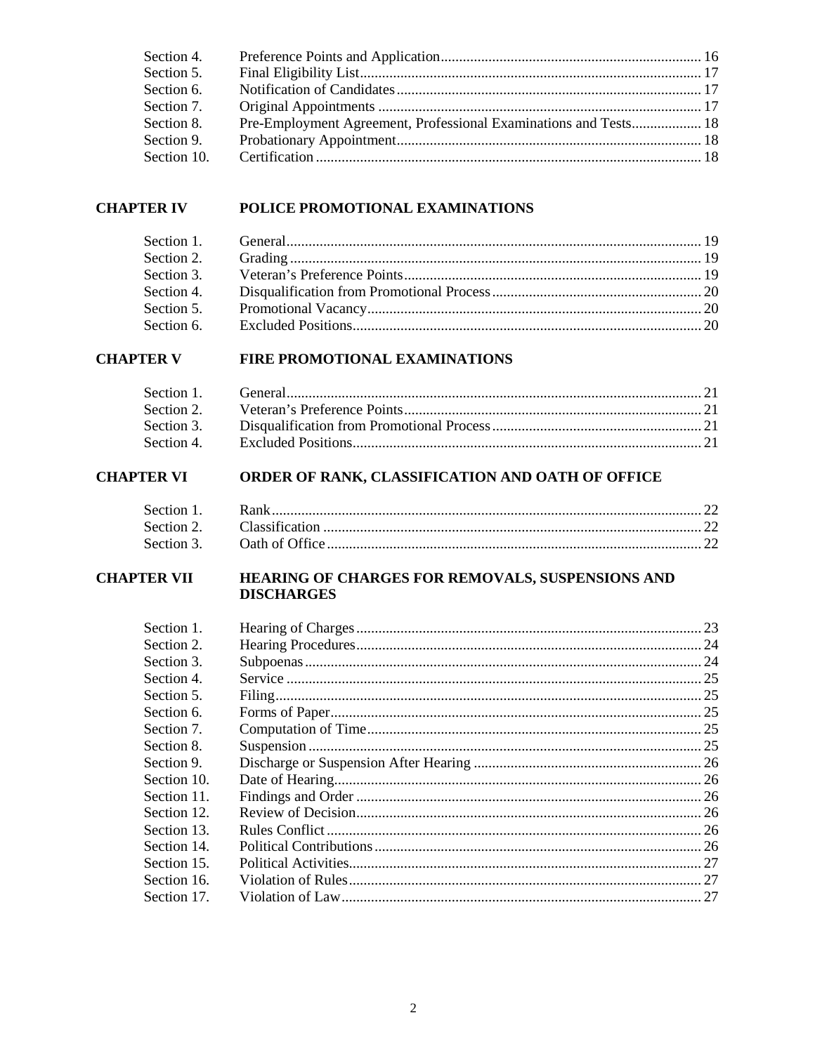| | | |
|---|---|---|
| Section 4. | Preference Points and Application | 16 |
| Section 5. | Final Eligibility List | 17 |
| Section 6. | Notification of Candidates | 17 |
| Section 7. | Original Appointments | 17 |
| Section 8. | Pre-Employment Agreement, Professional Examinations and Tests | 18 |
| Section 9. | Probationary Appointment | 18 |
| Section 10. | Certification | 18 |

**CHAPTER IV POLICE PROMOTIONAL EXAMINATIONS**

| | | |
|---|---|---|
| Section 1. | General | 19 |
| Section 2. | Grading | 19 |
| Section 3. | Veteran's Preference Points | 19 |
| Section 4. | Disqualification from Promotional Process | 20 |
| Section 5. | Promotional Vacancy | 20 |
| Section 6. | Excluded Positions | 20 |

**CHAPTER V FIRE PROMOTIONAL EXAMINATIONS**

| | | |
|---|---|---|
| Section 1. | General | 21 |
| Section 2. | Veteran's Preference Points | 21 |
| Section 3. | Disqualification from Promotional Process | 21 |
| Section 4. | Excluded Positions | 21 |

**CHAPTER VI ORDER OF RANK, CLASSIFICATION AND OATH OF OFFICE**

| | | |
|---|---|---|
| Section 1. | Rank | 22 |
| Section 2. | Classification | 22 |
| Section 3. | Oath of Office | 22 |

**CHAPTER VII HEARING OF CHARGES FOR REMOVALS, SUSPENSIONS AND DISCHARGES**

| | | |
|---|---|---|
| Section 1. | Hearing of Charges | 23 |
| Section 2. | Hearing Procedures | 24 |
| Section 3. | Subpoenas | 24 |
| Section 4. | Service | 25 |
| Section 5. | Filing | 25 |
| Section 6. | Forms of Paper | 25 |
| Section 7. | Computation of Time | 25 |
| Section 8. | Suspension | 25 |
| Section 9. | Discharge or Suspension After Hearing | 26 |
| Section 10. | Date of Hearing | 26 |
| Section 11. | Findings and Order | 26 |
| Section 12. | Review of Decision | 26 |
| Section 13. | Rules Conflict | 26 |
| Section 14. | Political Contributions | 26 |
| Section 15. | Political Activities | 27 |
| Section 16. | Violation of Rules | 27 |
| Section 17. | Violation of Law | 27 |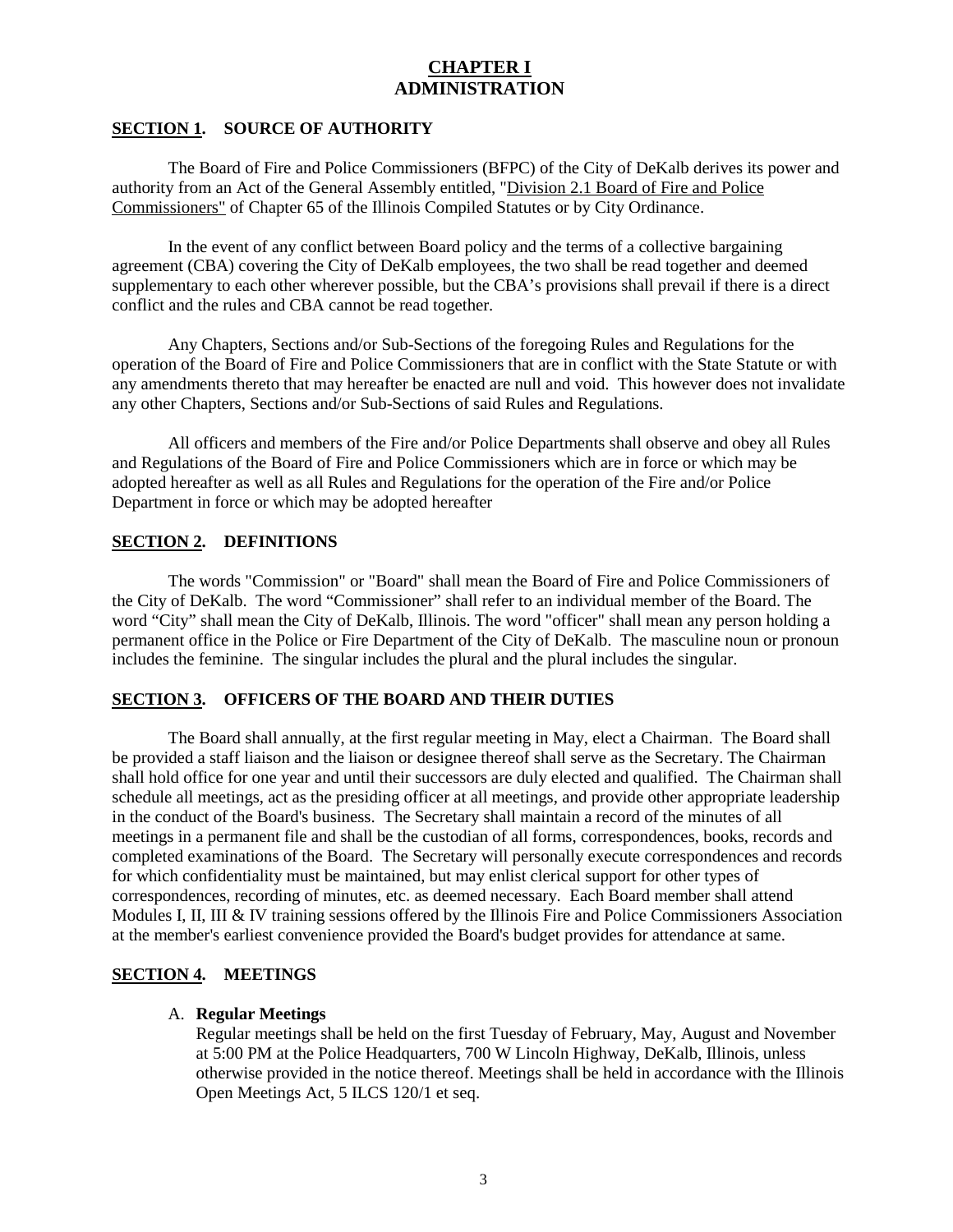# CHAPTER I
# ADMINISTRATION

## SECTION 1. SOURCE OF AUTHORITY

The Board of Fire and Police Commissioners (BFPC) of the City of DeKalb derives its power and authority from an Act of the General Assembly entitled, "Division 2.1 Board of Fire and Police Commissioners" of Chapter 65 of the Illinois Compiled Statutes or by City Ordinance.

In the event of any conflict between Board policy and the terms of a collective bargaining agreement (CBA) covering the City of DeKalb employees, the two shall be read together and deemed supplementary to each other wherever possible, but the CBA's provisions shall prevail if there is a direct conflict and the rules and CBA cannot be read together.

Any Chapters, Sections and/or Sub-Sections of the foregoing Rules and Regulations for the operation of the Board of Fire and Police Commissioners that are in conflict with the State Statute or with any amendments thereto that may hereafter be enacted are null and void. This however does not invalidate any other Chapters, Sections and/or Sub-Sections of said Rules and Regulations.

All officers and members of the Fire and/or Police Departments shall observe and obey all Rules and Regulations of the Board of Fire and Police Commissioners which are in force or which may be adopted hereafter as well as all Rules and Regulations for the operation of the Fire and/or Police Department in force or which may be adopted hereafter

## SECTION 2. DEFINITIONS

The words "Commission" or "Board" shall mean the Board of Fire and Police Commissioners of the City of DeKalb. The word "Commissioner" shall refer to an individual member of the Board. The word "City" shall mean the City of DeKalb, Illinois. The word "officer" shall mean any person holding a permanent office in the Police or Fire Department of the City of DeKalb. The masculine noun or pronoun includes the feminine. The singular includes the plural and the plural includes the singular.

## SECTION 3. OFFICERS OF THE BOARD AND THEIR DUTIES

The Board shall annually, at the first regular meeting in May, elect a Chairman. The Board shall be provided a staff liaison and the liaison or designee thereof shall serve as the Secretary. The Chairman shall hold office for one year and until their successors are duly elected and qualified. The Chairman shall schedule all meetings, act as the presiding officer at all meetings, and provide other appropriate leadership in the conduct of the Board's business. The Secretary shall maintain a record of the minutes of all meetings in a permanent file and shall be the custodian of all forms, correspondences, books, records and completed examinations of the Board. The Secretary will personally execute correspondences and records for which confidentiality must be maintained, but may enlist clerical support for other types of correspondences, recording of minutes, etc. as deemed necessary. Each Board member shall attend Modules I, II, III & IV training sessions offered by the Illinois Fire and Police Commissioners Association at the member's earliest convenience provided the Board's budget provides for attendance at same.

## SECTION 4. MEETINGS

A. **Regular Meetings**
   Regular meetings shall be held on the first Tuesday of February, May, August and November at 5:00 PM at the Police Headquarters, 700 W Lincoln Highway, DeKalb, Illinois, unless otherwise provided in the notice thereof. Meetings shall be held in accordance with the Illinois Open Meetings Act, 5 ILCS 120/1 et seq.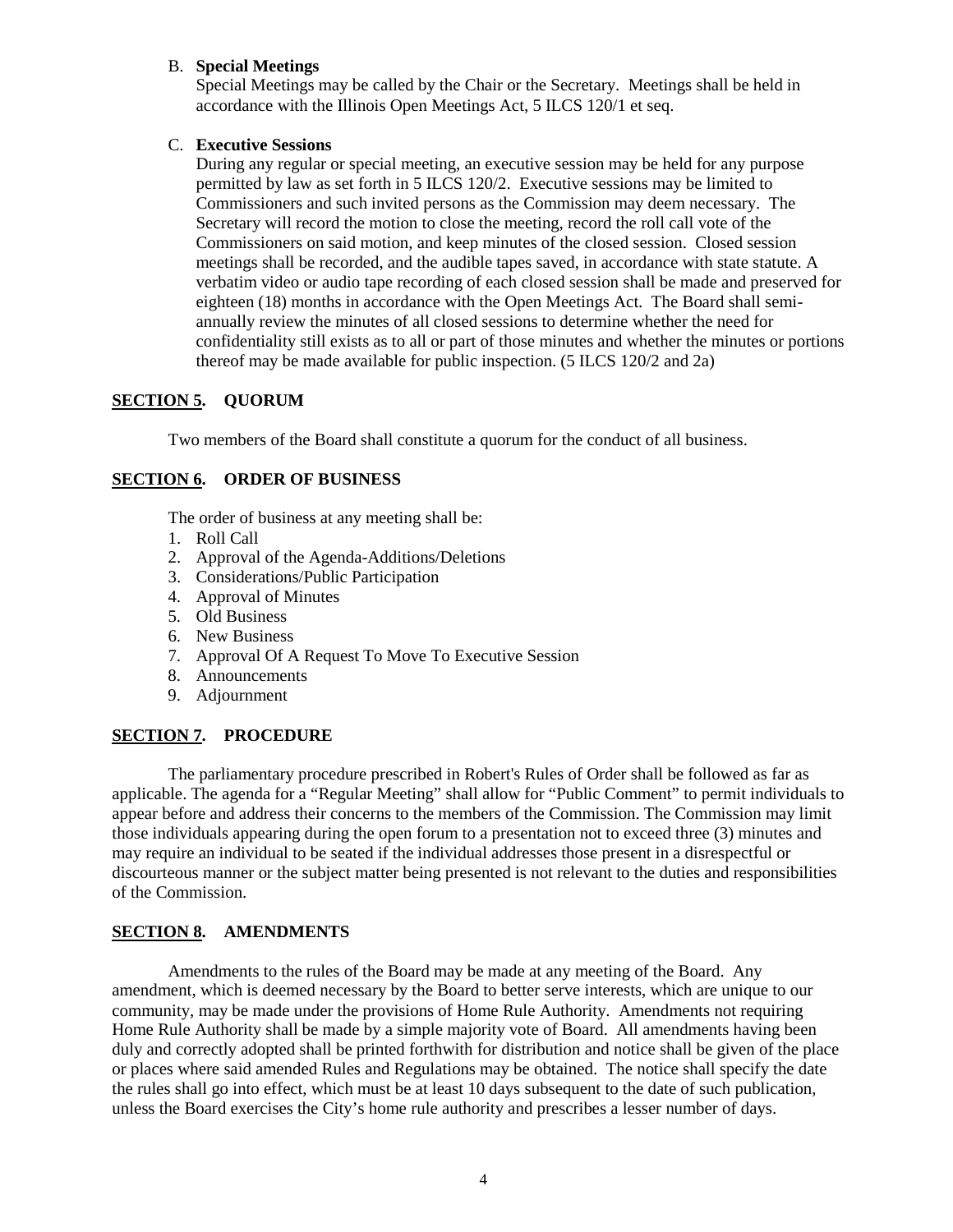B. **Special Meetings**

Special Meetings may be called by the Chair or the Secretary. Meetings shall be held in accordance with the Illinois Open Meetings Act, 5 ILCS 120/1 et seq.

C. **Executive Sessions**

During any regular or special meeting, an executive session may be held for any purpose permitted by law as set forth in 5 ILCS 120/2. Executive sessions may be limited to Commissioners and such invited persons as the Commission may deem necessary. The Secretary will record the motion to close the meeting, record the roll call vote of the Commissioners on said motion, and keep minutes of the closed session. Closed session meetings shall be recorded, and the audible tapes saved, in accordance with state statute. A verbatim video or audio tape recording of each closed session shall be made and preserved for eighteen (18) months in accordance with the Open Meetings Act. The Board shall semi-annually review the minutes of all closed sessions to determine whether the need for confidentiality still exists as to all or part of those minutes and whether the minutes or portions thereof may be made available for public inspection. (5 ILCS 120/2 and 2a)

## SECTION 5. QUORUM

Two members of the Board shall constitute a quorum for the conduct of all business.

## SECTION 6. ORDER OF BUSINESS

The order of business at any meeting shall be:

1. Roll Call
2. Approval of the Agenda-Additions/Deletions
3. Considerations/Public Participation
4. Approval of Minutes
5. Old Business
6. New Business
7. Approval Of A Request To Move To Executive Session
8. Announcements
9. Adjournment

## SECTION 7. PROCEDURE

The parliamentary procedure prescribed in Robert's Rules of Order shall be followed as far as applicable. The agenda for a "Regular Meeting" shall allow for "Public Comment" to permit individuals to appear before and address their concerns to the members of the Commission. The Commission may limit those individuals appearing during the open forum to a presentation not to exceed three (3) minutes and may require an individual to be seated if the individual addresses those present in a disrespectful or discourteous manner or the subject matter being presented is not relevant to the duties and responsibilities of the Commission.

## SECTION 8. AMENDMENTS

Amendments to the rules of the Board may be made at any meeting of the Board. Any amendment, which is deemed necessary by the Board to better serve interests, which are unique to our community, may be made under the provisions of Home Rule Authority. Amendments not requiring Home Rule Authority shall be made by a simple majority vote of Board. All amendments having been duly and correctly adopted shall be printed forthwith for distribution and notice shall be given of the place or places where said amended Rules and Regulations may be obtained. The notice shall specify the date the rules shall go into effect, which must be at least 10 days subsequent to the date of such publication, unless the Board exercises the City's home rule authority and prescribes a lesser number of days.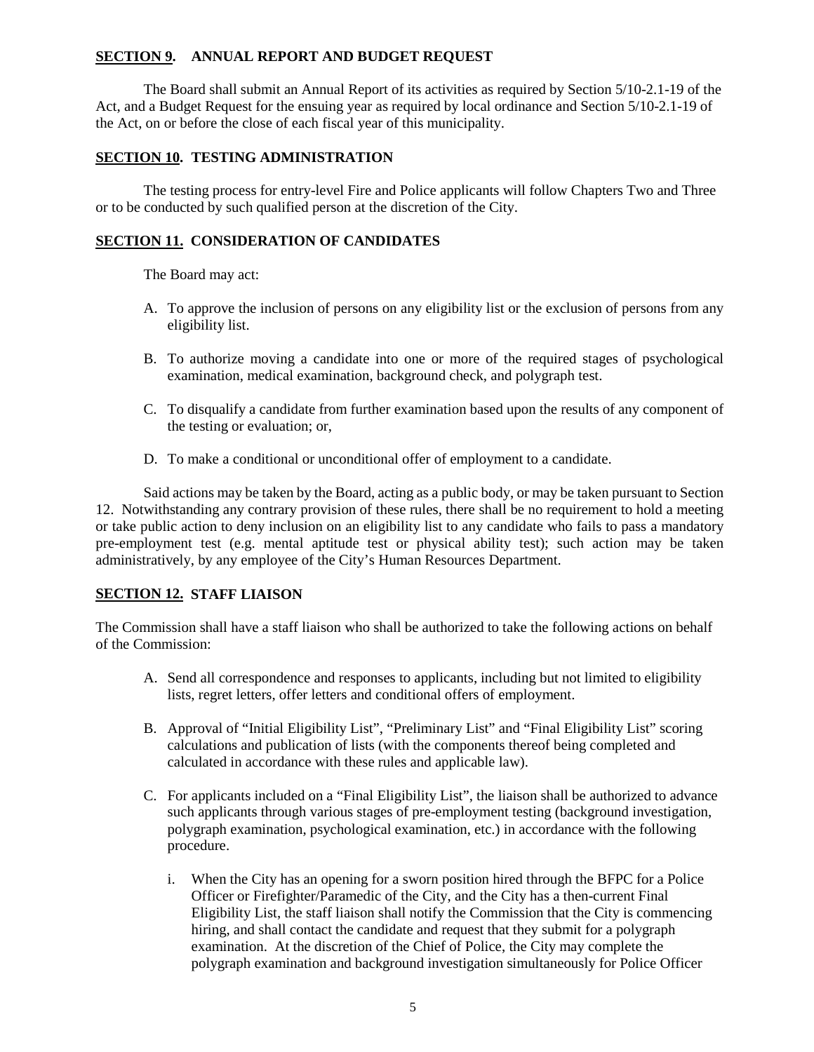## SECTION 9. ANNUAL REPORT AND BUDGET REQUEST

The Board shall submit an Annual Report of its activities as required by Section 5/10-2.1-19 of the Act, and a Budget Request for the ensuing year as required by local ordinance and Section 5/10-2.1-19 of the Act, on or before the close of each fiscal year of this municipality.

## SECTION 10. TESTING ADMINISTRATION

The testing process for entry-level Fire and Police applicants will follow Chapters Two and Three or to be conducted by such qualified person at the discretion of the City.

## SECTION 11. CONSIDERATION OF CANDIDATES

The Board may act:

A. To approve the inclusion of persons on any eligibility list or the exclusion of persons from any eligibility list.

B. To authorize moving a candidate into one or more of the required stages of psychological examination, medical examination, background check, and polygraph test.

C. To disqualify a candidate from further examination based upon the results of any component of the testing or evaluation; or,

D. To make a conditional or unconditional offer of employment to a candidate.

Said actions may be taken by the Board, acting as a public body, or may be taken pursuant to Section 12. Notwithstanding any contrary provision of these rules, there shall be no requirement to hold a meeting or take public action to deny inclusion on an eligibility list to any candidate who fails to pass a mandatory pre-employment test (e.g. mental aptitude test or physical ability test); such action may be taken administratively, by any employee of the City's Human Resources Department.

## SECTION 12. STAFF LIAISON

The Commission shall have a staff liaison who shall be authorized to take the following actions on behalf of the Commission:

A. Send all correspondence and responses to applicants, including but not limited to eligibility lists, regret letters, offer letters and conditional offers of employment.

B. Approval of "Initial Eligibility List", "Preliminary List" and "Final Eligibility List" scoring calculations and publication of lists (with the components thereof being completed and calculated in accordance with these rules and applicable law).

C. For applicants included on a "Final Eligibility List", the liaison shall be authorized to advance such applicants through various stages of pre-employment testing (background investigation, polygraph examination, psychological examination, etc.) in accordance with the following procedure.

   i. When the City has an opening for a sworn position hired through the BFPC for a Police Officer or Firefighter/Paramedic of the City, and the City has a then-current Final Eligibility List, the staff liaison shall notify the Commission that the City is commencing hiring, and shall contact the candidate and request that they submit for a polygraph examination. At the discretion of the Chief of Police, the City may complete the polygraph examination and background investigation simultaneously for Police Officer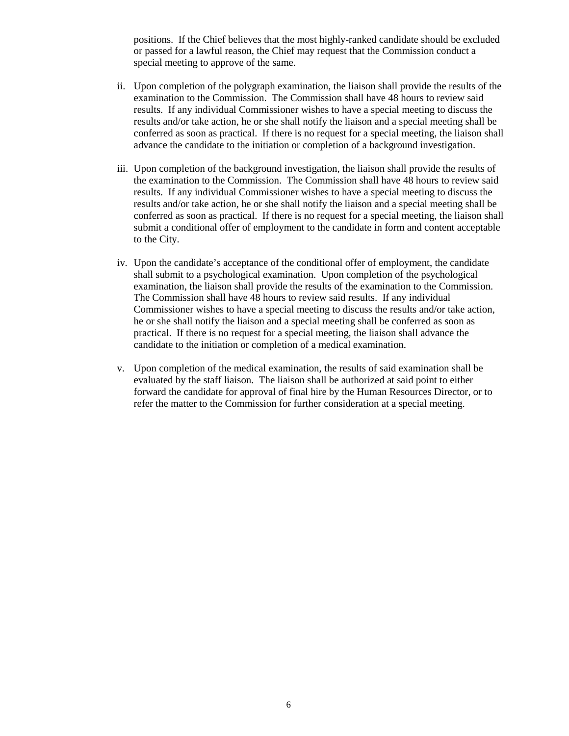positions. If the Chief believes that the most highly-ranked candidate should be excluded or passed for a lawful reason, the Chief may request that the Commission conduct a special meeting to approve of the same.

ii. Upon completion of the polygraph examination, the liaison shall provide the results of the examination to the Commission. The Commission shall have 48 hours to review said results. If any individual Commissioner wishes to have a special meeting to discuss the results and/or take action, he or she shall notify the liaison and a special meeting shall be conferred as soon as practical. If there is no request for a special meeting, the liaison shall advance the candidate to the initiation or completion of a background investigation.

iii. Upon completion of the background investigation, the liaison shall provide the results of the examination to the Commission. The Commission shall have 48 hours to review said results. If any individual Commissioner wishes to have a special meeting to discuss the results and/or take action, he or she shall notify the liaison and a special meeting shall be conferred as soon as practical. If there is no request for a special meeting, the liaison shall submit a conditional offer of employment to the candidate in form and content acceptable to the City.

iv. Upon the candidate's acceptance of the conditional offer of employment, the candidate shall submit to a psychological examination. Upon completion of the psychological examination, the liaison shall provide the results of the examination to the Commission. The Commission shall have 48 hours to review said results. If any individual Commissioner wishes to have a special meeting to discuss the results and/or take action, he or she shall notify the liaison and a special meeting shall be conferred as soon as practical. If there is no request for a special meeting, the liaison shall advance the candidate to the initiation or completion of a medical examination.

v. Upon completion of the medical examination, the results of said examination shall be evaluated by the staff liaison. The liaison shall be authorized at said point to either forward the candidate for approval of final hire by the Human Resources Director, or to refer the matter to the Commission for further consideration at a special meeting.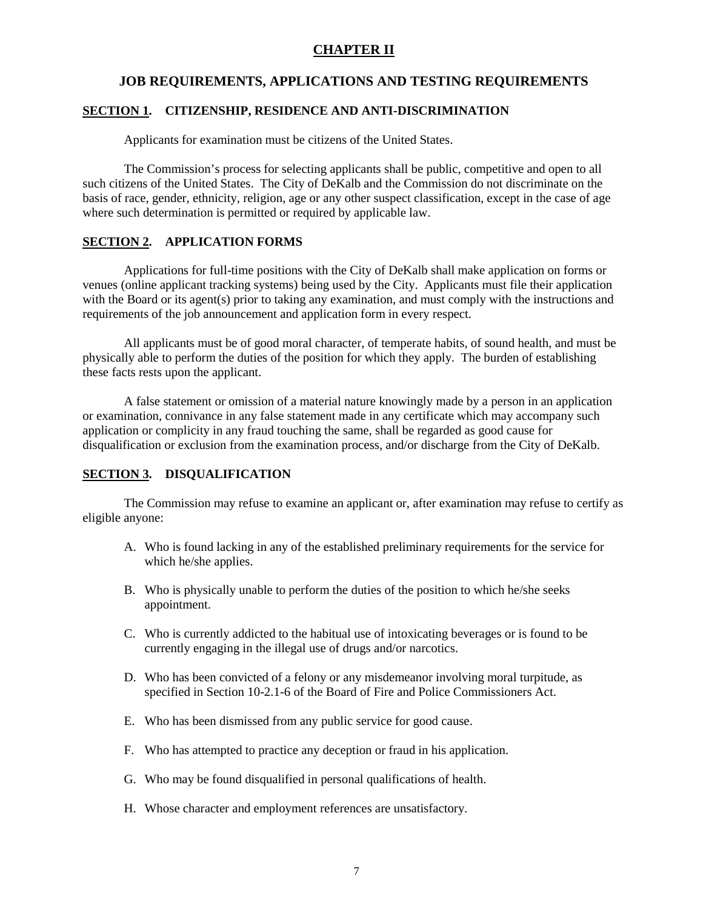# CHAPTER II

## JOB REQUIREMENTS, APPLICATIONS AND TESTING REQUIREMENTS

### SECTION 1. CITIZENSHIP, RESIDENCE AND ANTI-DISCRIMINATION

Applicants for examination must be citizens of the United States.

The Commission's process for selecting applicants shall be public, competitive and open to all such citizens of the United States. The City of DeKalb and the Commission do not discriminate on the basis of race, gender, ethnicity, religion, age or any other suspect classification, except in the case of age where such determination is permitted or required by applicable law.

### SECTION 2. APPLICATION FORMS

Applications for full-time positions with the City of DeKalb shall make application on forms or venues (online applicant tracking systems) being used by the City. Applicants must file their application with the Board or its agent(s) prior to taking any examination, and must comply with the instructions and requirements of the job announcement and application form in every respect.

All applicants must be of good moral character, of temperate habits, of sound health, and must be physically able to perform the duties of the position for which they apply. The burden of establishing these facts rests upon the applicant.

A false statement or omission of a material nature knowingly made by a person in an application or examination, connivance in any false statement made in any certificate which may accompany such application or complicity in any fraud touching the same, shall be regarded as good cause for disqualification or exclusion from the examination process, and/or discharge from the City of DeKalb.

### SECTION 3. DISQUALIFICATION

The Commission may refuse to examine an applicant or, after examination may refuse to certify as eligible anyone:

A. Who is found lacking in any of the established preliminary requirements for the service for which he/she applies.

B. Who is physically unable to perform the duties of the position to which he/she seeks appointment.

C. Who is currently addicted to the habitual use of intoxicating beverages or is found to be currently engaging in the illegal use of drugs and/or narcotics.

D. Who has been convicted of a felony or any misdemeanor involving moral turpitude, as specified in Section 10-2.1-6 of the Board of Fire and Police Commissioners Act.

E. Who has been dismissed from any public service for good cause.

F. Who has attempted to practice any deception or fraud in his application.

G. Who may be found disqualified in personal qualifications of health.

H. Whose character and employment references are unsatisfactory.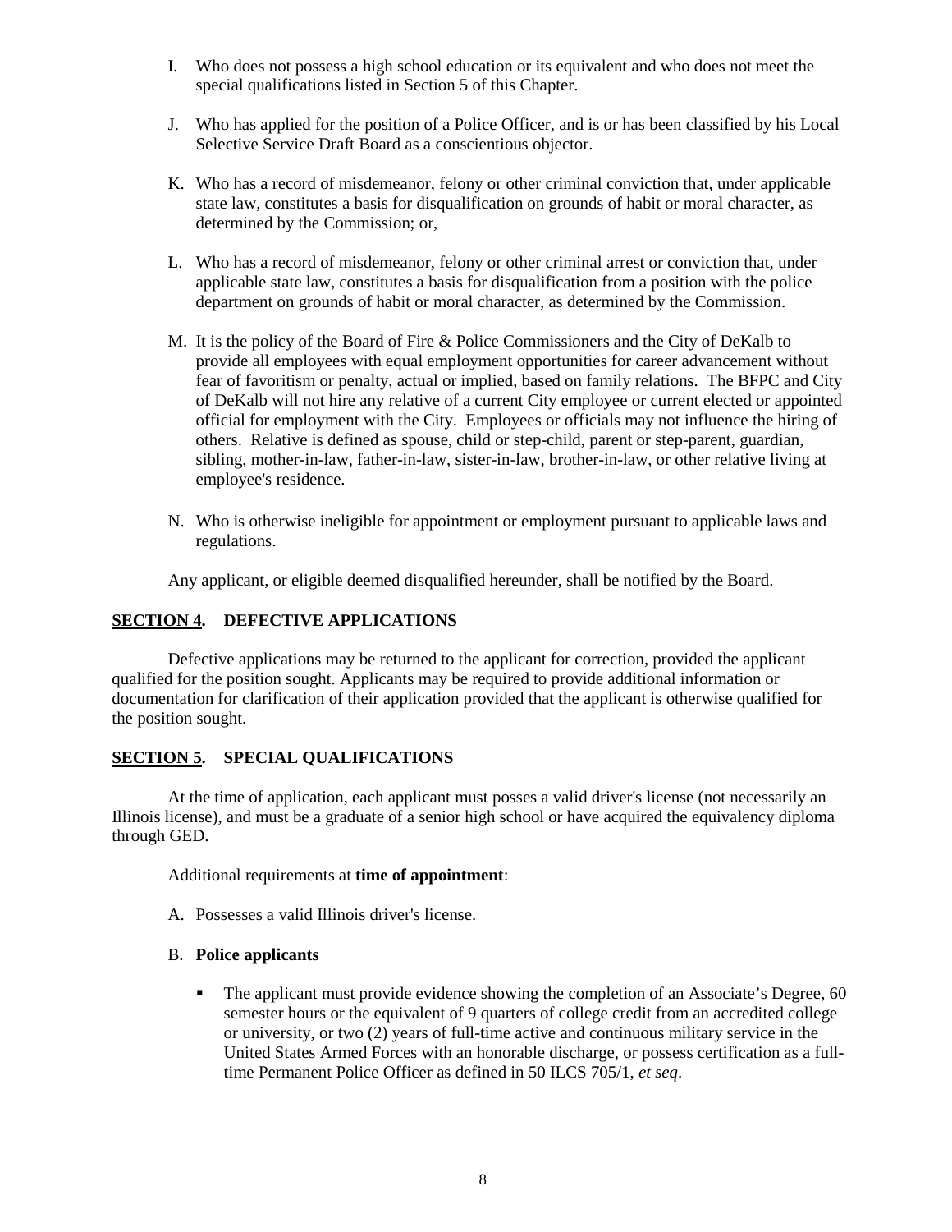I. Who does not possess a high school education or its equivalent and who does not meet the special qualifications listed in Section 5 of this Chapter.

J. Who has applied for the position of a Police Officer, and is or has been classified by his Local Selective Service Draft Board as a conscientious objector.

K. Who has a record of misdemeanor, felony or other criminal conviction that, under applicable state law, constitutes a basis for disqualification on grounds of habit or moral character, as determined by the Commission; or,

L. Who has a record of misdemeanor, felony or other criminal arrest or conviction that, under applicable state law, constitutes a basis for disqualification from a position with the police department on grounds of habit or moral character, as determined by the Commission.

M. It is the policy of the Board of Fire & Police Commissioners and the City of DeKalb to provide all employees with equal employment opportunities for career advancement without fear of favoritism or penalty, actual or implied, based on family relations. The BFPC and City of DeKalb will not hire any relative of a current City employee or current elected or appointed official for employment with the City. Employees or officials may not influence the hiring of others. Relative is defined as spouse, child or step-child, parent or step-parent, guardian, sibling, mother-in-law, father-in-law, sister-in-law, brother-in-law, or other relative living at employee's residence.

N. Who is otherwise ineligible for appointment or employment pursuant to applicable laws and regulations.

Any applicant, or eligible deemed disqualified hereunder, shall be notified by the Board.

## SECTION 4. DEFECTIVE APPLICATIONS

Defective applications may be returned to the applicant for correction, provided the applicant qualified for the position sought. Applicants may be required to provide additional information or documentation for clarification of their application provided that the applicant is otherwise qualified for the position sought.

## SECTION 5. SPECIAL QUALIFICATIONS

At the time of application, each applicant must posses a valid driver's license (not necessarily an Illinois license), and must be a graduate of a senior high school or have acquired the equivalency diploma through GED.

Additional requirements at **time of appointment**:

A. Possesses a valid Illinois driver's license.

B. **Police applicants**

- The applicant must provide evidence showing the completion of an Associate's Degree, 60 semester hours or the equivalent of 9 quarters of college credit from an accredited college or university, or two (2) years of full-time active and continuous military service in the United States Armed Forces with an honorable discharge, or possess certification as a full-time Permanent Police Officer as defined in 50 ILCS 705/1, *et seq*.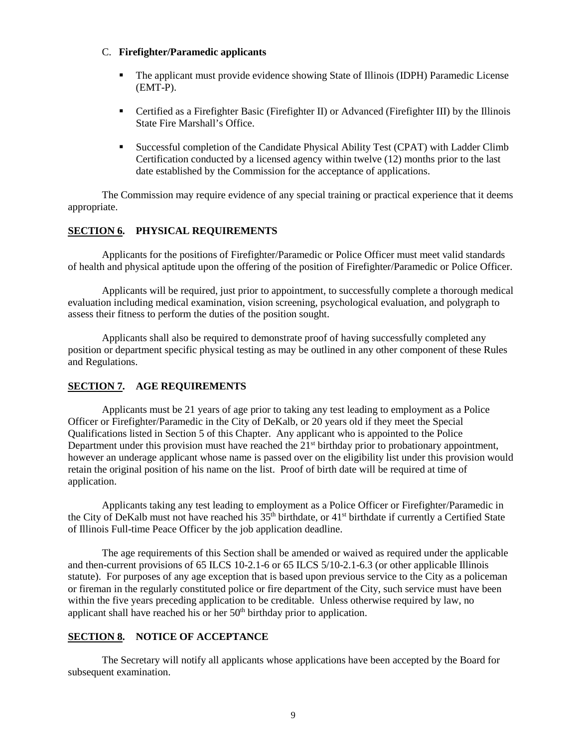C. **Firefighter/Paramedic applicants**

- The applicant must provide evidence showing State of Illinois (IDPH) Paramedic License (EMT-P).
- Certified as a Firefighter Basic (Firefighter II) or Advanced (Firefighter III) by the Illinois State Fire Marshall's Office.
- Successful completion of the Candidate Physical Ability Test (CPAT) with Ladder Climb Certification conducted by a licensed agency within twelve (12) months prior to the last date established by the Commission for the acceptance of applications.

The Commission may require evidence of any special training or practical experience that it deems appropriate.

## SECTION 6. PHYSICAL REQUIREMENTS

Applicants for the positions of Firefighter/Paramedic or Police Officer must meet valid standards of health and physical aptitude upon the offering of the position of Firefighter/Paramedic or Police Officer.

Applicants will be required, just prior to appointment, to successfully complete a thorough medical evaluation including medical examination, vision screening, psychological evaluation, and polygraph to assess their fitness to perform the duties of the position sought.

Applicants shall also be required to demonstrate proof of having successfully completed any position or department specific physical testing as may be outlined in any other component of these Rules and Regulations.

## SECTION 7. AGE REQUIREMENTS

Applicants must be 21 years of age prior to taking any test leading to employment as a Police Officer or Firefighter/Paramedic in the City of DeKalb, or 20 years old if they meet the Special Qualifications listed in Section 5 of this Chapter. Any applicant who is appointed to the Police Department under this provision must have reached the 21st birthday prior to probationary appointment, however an underage applicant whose name is passed over on the eligibility list under this provision would retain the original position of his name on the list. Proof of birth date will be required at time of application.

Applicants taking any test leading to employment as a Police Officer or Firefighter/Paramedic in the City of DeKalb must not have reached his 35th birthdate, or 41st birthdate if currently a Certified State of Illinois Full-time Peace Officer by the job application deadline.

The age requirements of this Section shall be amended or waived as required under the applicable and then-current provisions of 65 ILCS 10-2.1-6 or 65 ILCS 5/10-2.1-6.3 (or other applicable Illinois statute). For purposes of any age exception that is based upon previous service to the City as a policeman or fireman in the regularly constituted police or fire department of the City, such service must have been within the five years preceding application to be creditable. Unless otherwise required by law, no applicant shall have reached his or her 50th birthday prior to application.

## SECTION 8. NOTICE OF ACCEPTANCE

The Secretary will notify all applicants whose applications have been accepted by the Board for subsequent examination.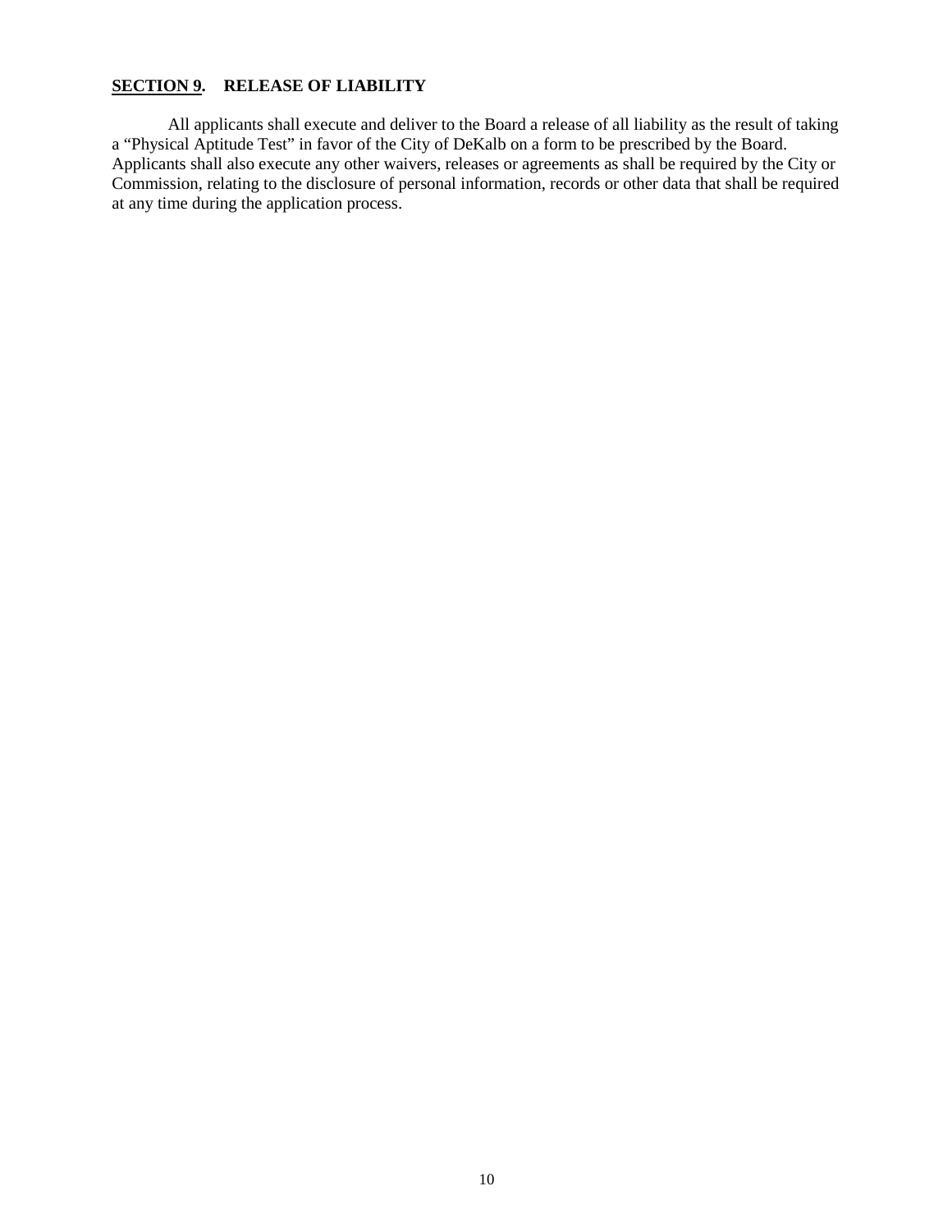## SECTION 9. RELEASE OF LIABILITY

All applicants shall execute and deliver to the Board a release of all liability as the result of taking a "Physical Aptitude Test" in favor of the City of DeKalb on a form to be prescribed by the Board. Applicants shall also execute any other waivers, releases or agreements as shall be required by the City or Commission, relating to the disclosure of personal information, records or other data that shall be required at any time during the application process.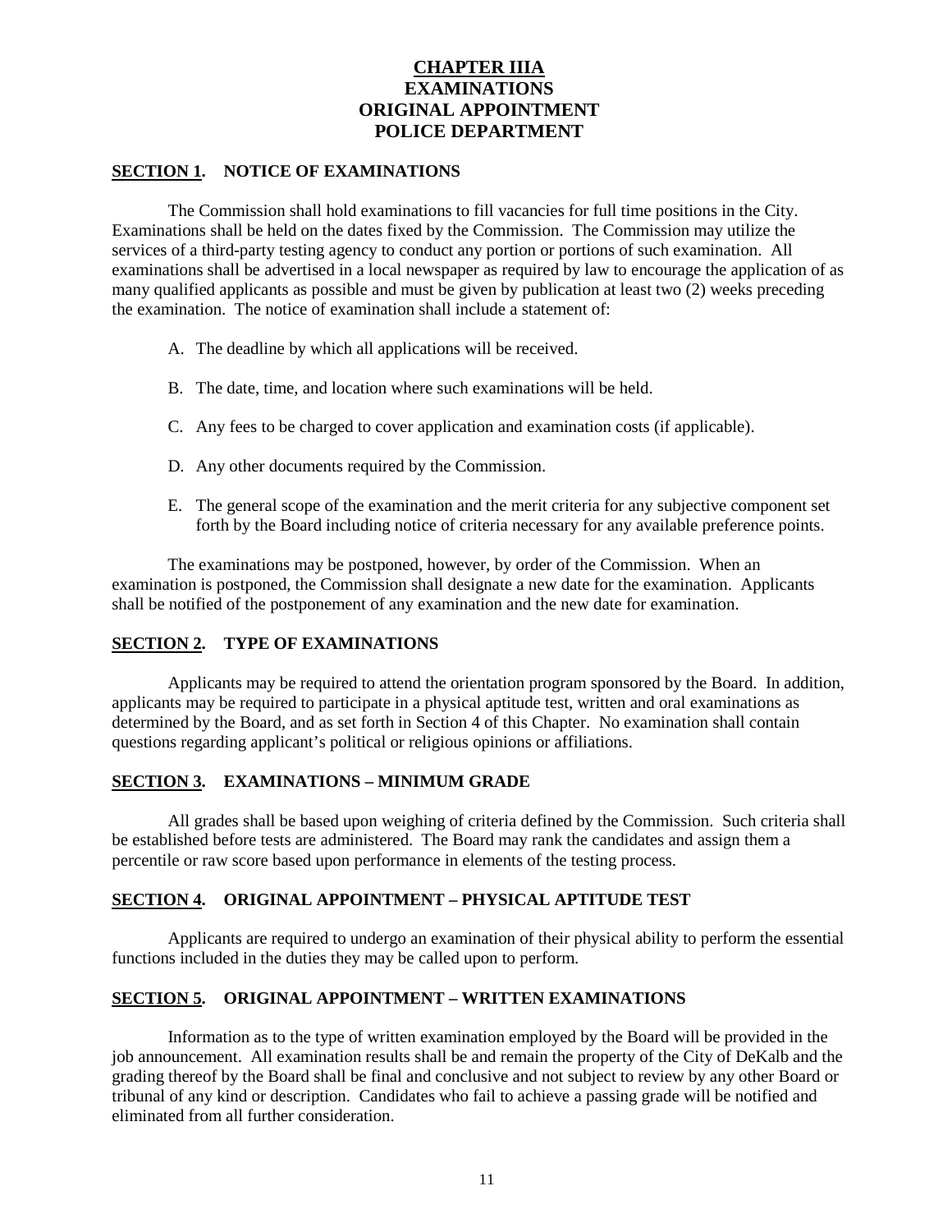# CHAPTER IIIA
# EXAMINATIONS
# ORIGINAL APPOINTMENT
# POLICE DEPARTMENT

## SECTION 1. NOTICE OF EXAMINATIONS

The Commission shall hold examinations to fill vacancies for full time positions in the City. Examinations shall be held on the dates fixed by the Commission. The Commission may utilize the services of a third-party testing agency to conduct any portion or portions of such examination. All examinations shall be advertised in a local newspaper as required by law to encourage the application of as many qualified applicants as possible and must be given by publication at least two (2) weeks preceding the examination. The notice of examination shall include a statement of:

A. The deadline by which all applications will be received.

B. The date, time, and location where such examinations will be held.

C. Any fees to be charged to cover application and examination costs (if applicable).

D. Any other documents required by the Commission.

E. The general scope of the examination and the merit criteria for any subjective component set forth by the Board including notice of criteria necessary for any available preference points.

The examinations may be postponed, however, by order of the Commission. When an examination is postponed, the Commission shall designate a new date for the examination. Applicants shall be notified of the postponement of any examination and the new date for examination.

## SECTION 2. TYPE OF EXAMINATIONS

Applicants may be required to attend the orientation program sponsored by the Board. In addition, applicants may be required to participate in a physical aptitude test, written and oral examinations as determined by the Board, and as set forth in Section 4 of this Chapter. No examination shall contain questions regarding applicant's political or religious opinions or affiliations.

## SECTION 3. EXAMINATIONS – MINIMUM GRADE

All grades shall be based upon weighing of criteria defined by the Commission. Such criteria shall be established before tests are administered. The Board may rank the candidates and assign them a percentile or raw score based upon performance in elements of the testing process.

## SECTION 4. ORIGINAL APPOINTMENT – PHYSICAL APTITUDE TEST

Applicants are required to undergo an examination of their physical ability to perform the essential functions included in the duties they may be called upon to perform.

## SECTION 5. ORIGINAL APPOINTMENT – WRITTEN EXAMINATIONS

Information as to the type of written examination employed by the Board will be provided in the job announcement. All examination results shall be and remain the property of the City of DeKalb and the grading thereof by the Board shall be final and conclusive and not subject to review by any other Board or tribunal of any kind or description. Candidates who fail to achieve a passing grade will be notified and eliminated from all further consideration.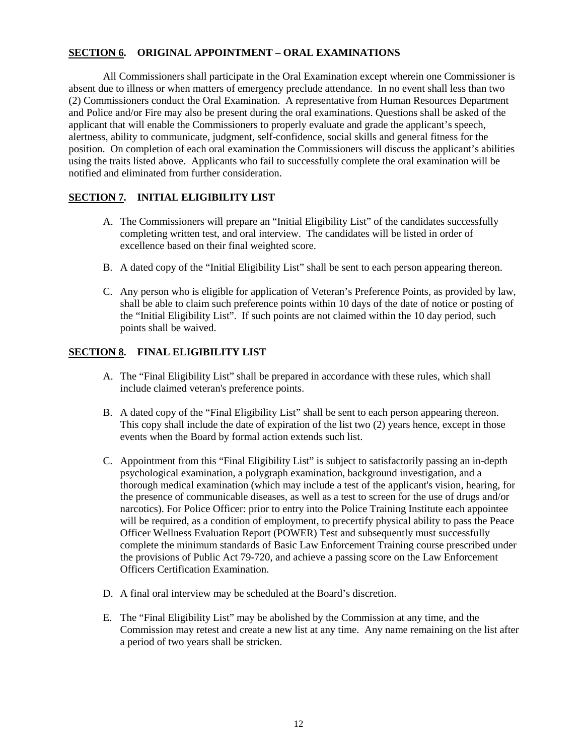**SECTION 6.** **ORIGINAL APPOINTMENT – ORAL EXAMINATIONS**

All Commissioners shall participate in the Oral Examination except wherein one Commissioner is absent due to illness or when matters of emergency preclude attendance. In no event shall less than two (2) Commissioners conduct the Oral Examination. A representative from Human Resources Department and Police and/or Fire may also be present during the oral examinations. Questions shall be asked of the applicant that will enable the Commissioners to properly evaluate and grade the applicant's speech, alertness, ability to communicate, judgment, self-confidence, social skills and general fitness for the position. On completion of each oral examination the Commissioners will discuss the applicant's abilities using the traits listed above. Applicants who fail to successfully complete the oral examination will be notified and eliminated from further consideration.

**SECTION 7.** **INITIAL ELIGIBILITY LIST**

A. The Commissioners will prepare an "Initial Eligibility List" of the candidates successfully completing written test, and oral interview. The candidates will be listed in order of excellence based on their final weighted score.

B. A dated copy of the "Initial Eligibility List" shall be sent to each person appearing thereon.

C. Any person who is eligible for application of Veteran's Preference Points, as provided by law, shall be able to claim such preference points within 10 days of the date of notice or posting of the "Initial Eligibility List". If such points are not claimed within the 10 day period, such points shall be waived.

**SECTION 8.** **FINAL ELIGIBILITY LIST**

A. The "Final Eligibility List" shall be prepared in accordance with these rules, which shall include claimed veteran's preference points.

B. A dated copy of the "Final Eligibility List" shall be sent to each person appearing thereon. This copy shall include the date of expiration of the list two (2) years hence, except in those events when the Board by formal action extends such list.

C. Appointment from this "Final Eligibility List" is subject to satisfactorily passing an in-depth psychological examination, a polygraph examination, background investigation, and a thorough medical examination (which may include a test of the applicant's vision, hearing, for the presence of communicable diseases, as well as a test to screen for the use of drugs and/or narcotics). For Police Officer: prior to entry into the Police Training Institute each appointee will be required, as a condition of employment, to precertify physical ability to pass the Peace Officer Wellness Evaluation Report (POWER) Test and subsequently must successfully complete the minimum standards of Basic Law Enforcement Training course prescribed under the provisions of Public Act 79-720, and achieve a passing score on the Law Enforcement Officers Certification Examination.

D. A final oral interview may be scheduled at the Board's discretion.

E. The "Final Eligibility List" may be abolished by the Commission at any time, and the Commission may retest and create a new list at any time. Any name remaining on the list after a period of two years shall be stricken.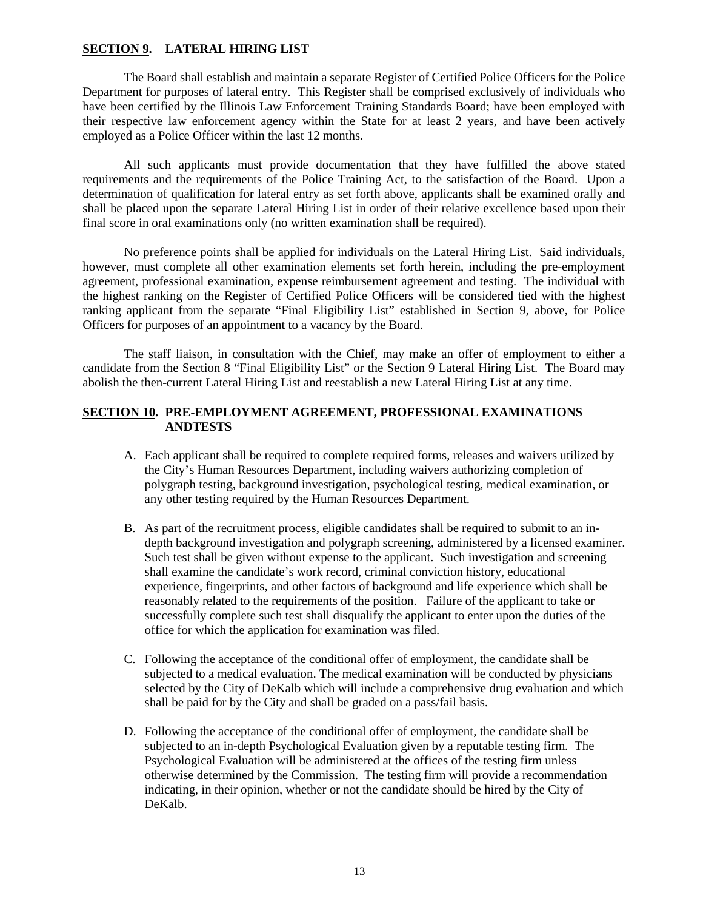## SECTION 9. LATERAL HIRING LIST

The Board shall establish and maintain a separate Register of Certified Police Officers for the Police Department for purposes of lateral entry. This Register shall be comprised exclusively of individuals who have been certified by the Illinois Law Enforcement Training Standards Board; have been employed with their respective law enforcement agency within the State for at least 2 years, and have been actively employed as a Police Officer within the last 12 months.

All such applicants must provide documentation that they have fulfilled the above stated requirements and the requirements of the Police Training Act, to the satisfaction of the Board. Upon a determination of qualification for lateral entry as set forth above, applicants shall be examined orally and shall be placed upon the separate Lateral Hiring List in order of their relative excellence based upon their final score in oral examinations only (no written examination shall be required).

No preference points shall be applied for individuals on the Lateral Hiring List. Said individuals, however, must complete all other examination elements set forth herein, including the pre-employment agreement, professional examination, expense reimbursement agreement and testing. The individual with the highest ranking on the Register of Certified Police Officers will be considered tied with the highest ranking applicant from the separate "Final Eligibility List" established in Section 9, above, for Police Officers for purposes of an appointment to a vacancy by the Board.

The staff liaison, in consultation with the Chief, may make an offer of employment to either a candidate from the Section 8 "Final Eligibility List" or the Section 9 Lateral Hiring List. The Board may abolish the then-current Lateral Hiring List and reestablish a new Lateral Hiring List at any time.

## SECTION 10. PRE-EMPLOYMENT AGREEMENT, PROFESSIONAL EXAMINATIONS ANDTESTS

A. Each applicant shall be required to complete required forms, releases and waivers utilized by the City's Human Resources Department, including waivers authorizing completion of polygraph testing, background investigation, psychological testing, medical examination, or any other testing required by the Human Resources Department.

B. As part of the recruitment process, eligible candidates shall be required to submit to an in-depth background investigation and polygraph screening, administered by a licensed examiner. Such test shall be given without expense to the applicant. Such investigation and screening shall examine the candidate's work record, criminal conviction history, educational experience, fingerprints, and other factors of background and life experience which shall be reasonably related to the requirements of the position. Failure of the applicant to take or successfully complete such test shall disqualify the applicant to enter upon the duties of the office for which the application for examination was filed.

C. Following the acceptance of the conditional offer of employment, the candidate shall be subjected to a medical evaluation. The medical examination will be conducted by physicians selected by the City of DeKalb which will include a comprehensive drug evaluation and which shall be paid for by the City and shall be graded on a pass/fail basis.

D. Following the acceptance of the conditional offer of employment, the candidate shall be subjected to an in-depth Psychological Evaluation given by a reputable testing firm. The Psychological Evaluation will be administered at the offices of the testing firm unless otherwise determined by the Commission. The testing firm will provide a recommendation indicating, in their opinion, whether or not the candidate should be hired by the City of DeKalb.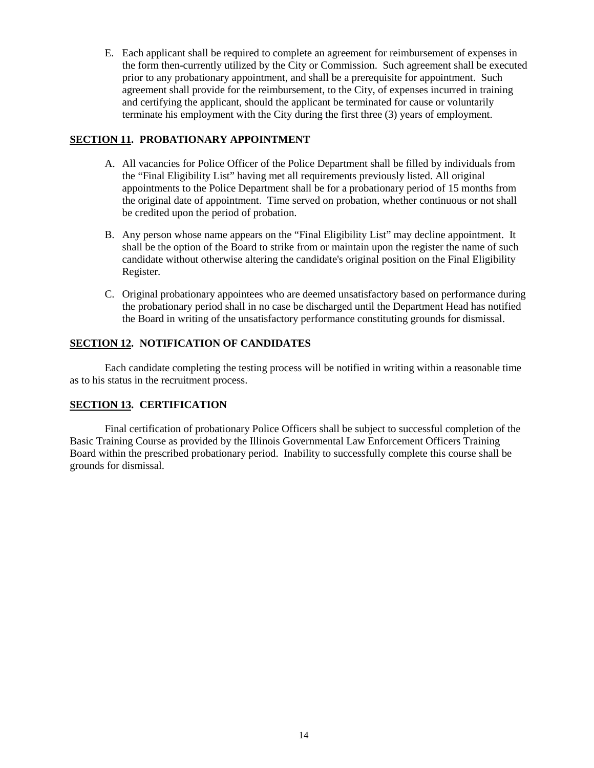E. Each applicant shall be required to complete an agreement for reimbursement of expenses in the form then-currently utilized by the City or Commission. Such agreement shall be executed prior to any probationary appointment, and shall be a prerequisite for appointment. Such agreement shall provide for the reimbursement, to the City, of expenses incurred in training and certifying the applicant, should the applicant be terminated for cause or voluntarily terminate his employment with the City during the first three (3) years of employment.

## **<u>SECTION 11</u>. PROBATIONARY APPOINTMENT**

A. All vacancies for Police Officer of the Police Department shall be filled by individuals from the "Final Eligibility List" having met all requirements previously listed. All original appointments to the Police Department shall be for a probationary period of 15 months from the original date of appointment. Time served on probation, whether continuous or not shall be credited upon the period of probation.

B. Any person whose name appears on the "Final Eligibility List" may decline appointment. It shall be the option of the Board to strike from or maintain upon the register the name of such candidate without otherwise altering the candidate's original position on the Final Eligibility Register.

C. Original probationary appointees who are deemed unsatisfactory based on performance during the probationary period shall in no case be discharged until the Department Head has notified the Board in writing of the unsatisfactory performance constituting grounds for dismissal.

## **<u>SECTION 12</u>. NOTIFICATION OF CANDIDATES**

Each candidate completing the testing process will be notified in writing within a reasonable time as to his status in the recruitment process.

## **<u>SECTION 13</u>. CERTIFICATION**

Final certification of probationary Police Officers shall be subject to successful completion of the Basic Training Course as provided by the Illinois Governmental Law Enforcement Officers Training Board within the prescribed probationary period. Inability to successfully complete this course shall be grounds for dismissal.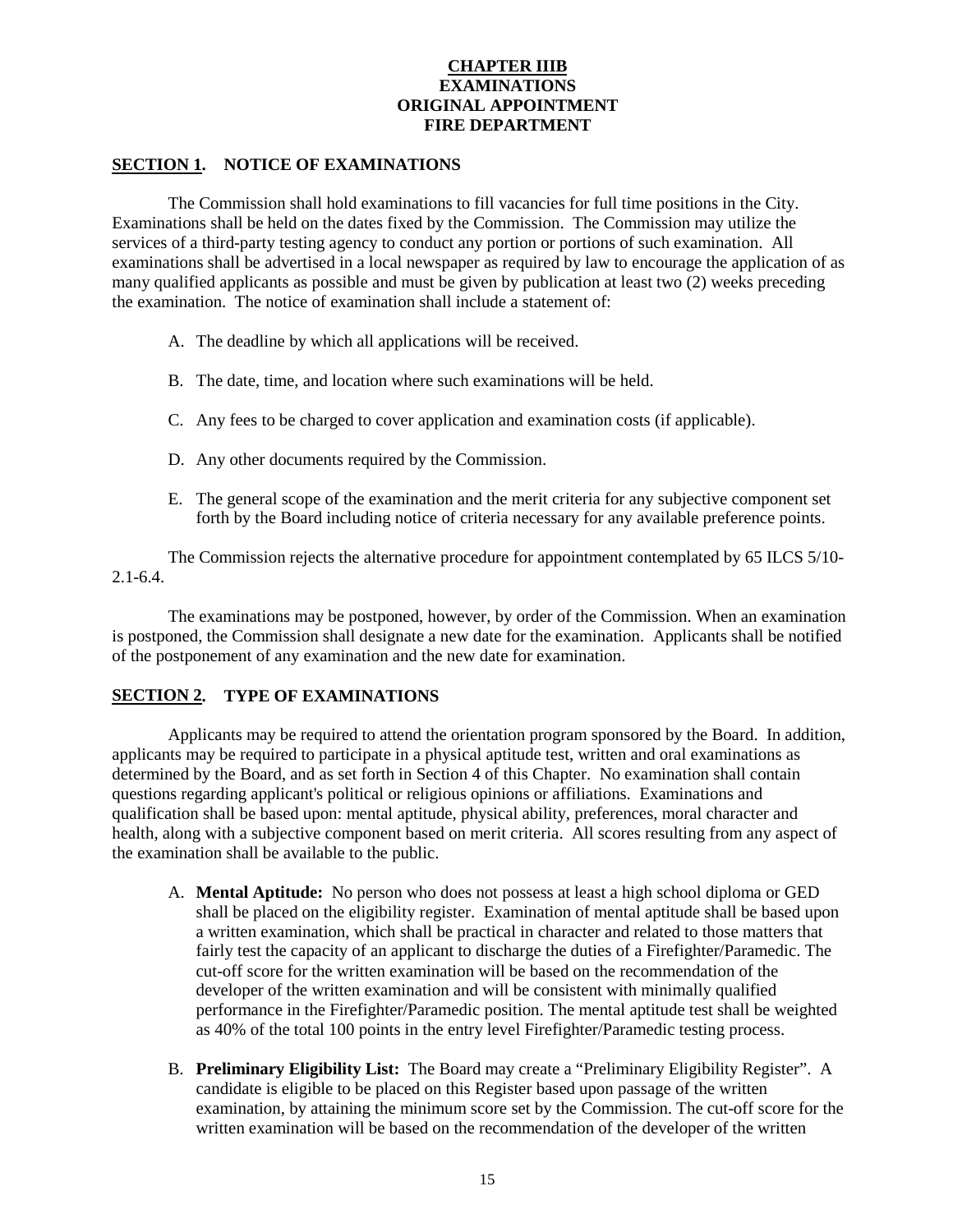# CHAPTER IIIB
# EXAMINATIONS
# ORIGINAL APPOINTMENT
# FIRE DEPARTMENT

## SECTION 1. NOTICE OF EXAMINATIONS

The Commission shall hold examinations to fill vacancies for full time positions in the City. Examinations shall be held on the dates fixed by the Commission. The Commission may utilize the services of a third-party testing agency to conduct any portion or portions of such examination. All examinations shall be advertised in a local newspaper as required by law to encourage the application of as many qualified applicants as possible and must be given by publication at least two (2) weeks preceding the examination. The notice of examination shall include a statement of:

A. The deadline by which all applications will be received.

B. The date, time, and location where such examinations will be held.

C. Any fees to be charged to cover application and examination costs (if applicable).

D. Any other documents required by the Commission.

E. The general scope of the examination and the merit criteria for any subjective component set forth by the Board including notice of criteria necessary for any available preference points.

The Commission rejects the alternative procedure for appointment contemplated by 65 ILCS 5/10-2.1-6.4.

The examinations may be postponed, however, by order of the Commission. When an examination is postponed, the Commission shall designate a new date for the examination. Applicants shall be notified of the postponement of any examination and the new date for examination.

## SECTION 2. TYPE OF EXAMINATIONS

Applicants may be required to attend the orientation program sponsored by the Board. In addition, applicants may be required to participate in a physical aptitude test, written and oral examinations as determined by the Board, and as set forth in Section 4 of this Chapter. No examination shall contain questions regarding applicant's political or religious opinions or affiliations. Examinations and qualification shall be based upon: mental aptitude, physical ability, preferences, moral character and health, along with a subjective component based on merit criteria. All scores resulting from any aspect of the examination shall be available to the public.

A. **Mental Aptitude:** No person who does not possess at least a high school diploma or GED shall be placed on the eligibility register. Examination of mental aptitude shall be based upon a written examination, which shall be practical in character and related to those matters that fairly test the capacity of an applicant to discharge the duties of a Firefighter/Paramedic. The cut-off score for the written examination will be based on the recommendation of the developer of the written examination and will be consistent with minimally qualified performance in the Firefighter/Paramedic position. The mental aptitude test shall be weighted as 40% of the total 100 points in the entry level Firefighter/Paramedic testing process.

B. **Preliminary Eligibility List:** The Board may create a "Preliminary Eligibility Register". A candidate is eligible to be placed on this Register based upon passage of the written examination, by attaining the minimum score set by the Commission. The cut-off score for the written examination will be based on the recommendation of the developer of the written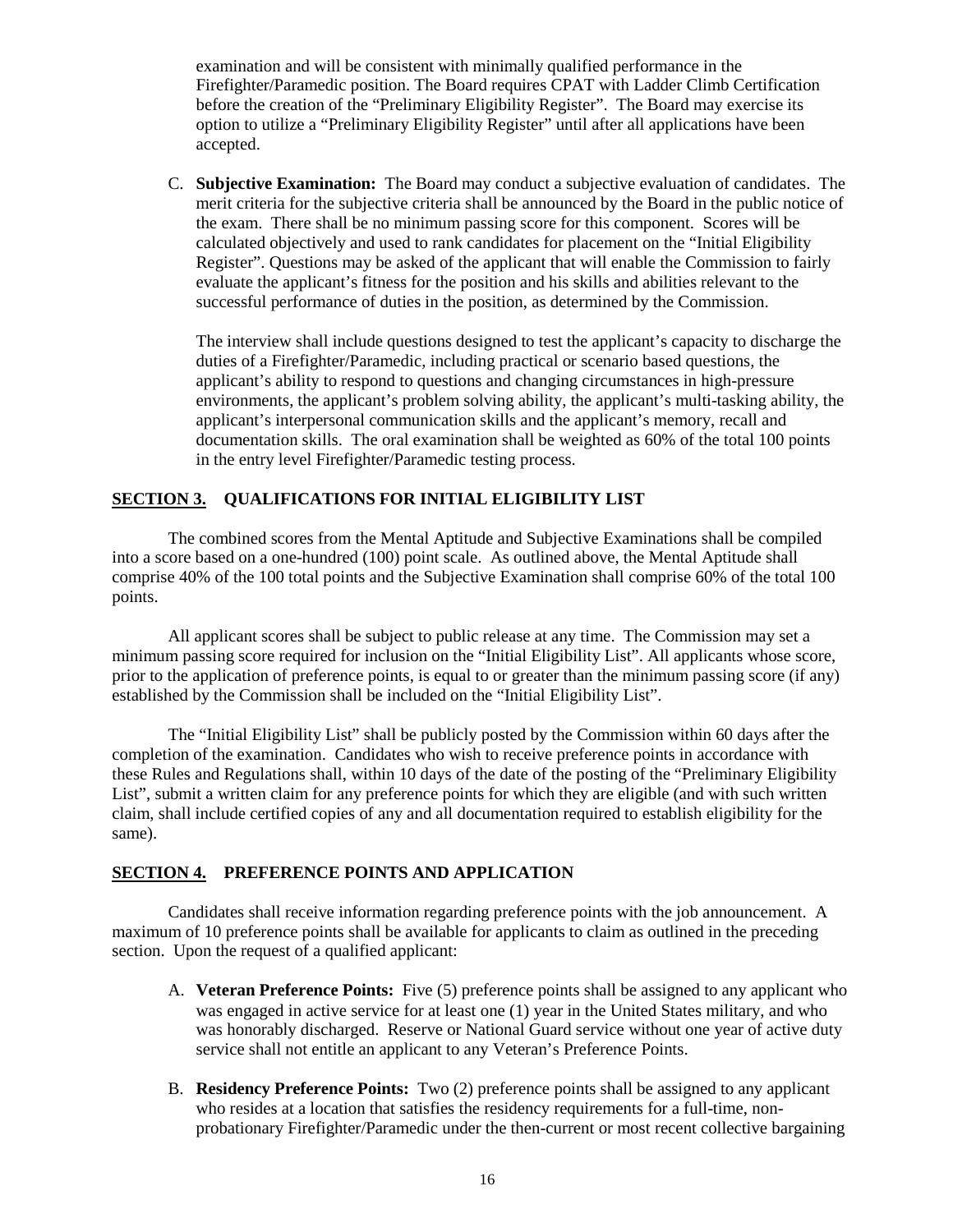examination and will be consistent with minimally qualified performance in the Firefighter/Paramedic position. The Board requires CPAT with Ladder Climb Certification before the creation of the "Preliminary Eligibility Register". The Board may exercise its option to utilize a "Preliminary Eligibility Register" until after all applications have been accepted.

C. **Subjective Examination:** The Board may conduct a subjective evaluation of candidates. The merit criteria for the subjective criteria shall be announced by the Board in the public notice of the exam. There shall be no minimum passing score for this component. Scores will be calculated objectively and used to rank candidates for placement on the "Initial Eligibility Register". Questions may be asked of the applicant that will enable the Commission to fairly evaluate the applicant's fitness for the position and his skills and abilities relevant to the successful performance of duties in the position, as determined by the Commission.

   The interview shall include questions designed to test the applicant's capacity to discharge the duties of a Firefighter/Paramedic, including practical or scenario based questions, the applicant's ability to respond to questions and changing circumstances in high-pressure environments, the applicant's problem solving ability, the applicant's multi-tasking ability, the applicant's interpersonal communication skills and the applicant's memory, recall and documentation skills. The oral examination shall be weighted as 60% of the total 100 points in the entry level Firefighter/Paramedic testing process.

## SECTION 3. QUALIFICATIONS FOR INITIAL ELIGIBILITY LIST

The combined scores from the Mental Aptitude and Subjective Examinations shall be compiled into a score based on a one-hundred (100) point scale. As outlined above, the Mental Aptitude shall comprise 40% of the 100 total points and the Subjective Examination shall comprise 60% of the total 100 points.

All applicant scores shall be subject to public release at any time. The Commission may set a minimum passing score required for inclusion on the "Initial Eligibility List". All applicants whose score, prior to the application of preference points, is equal to or greater than the minimum passing score (if any) established by the Commission shall be included on the "Initial Eligibility List".

The "Initial Eligibility List" shall be publicly posted by the Commission within 60 days after the completion of the examination. Candidates who wish to receive preference points in accordance with these Rules and Regulations shall, within 10 days of the date of the posting of the "Preliminary Eligibility List", submit a written claim for any preference points for which they are eligible (and with such written claim, shall include certified copies of any and all documentation required to establish eligibility for the same).

## SECTION 4. PREFERENCE POINTS AND APPLICATION

Candidates shall receive information regarding preference points with the job announcement. A maximum of 10 preference points shall be available for applicants to claim as outlined in the preceding section. Upon the request of a qualified applicant:

A. **Veteran Preference Points:** Five (5) preference points shall be assigned to any applicant who was engaged in active service for at least one (1) year in the United States military, and who was honorably discharged. Reserve or National Guard service without one year of active duty service shall not entitle an applicant to any Veteran's Preference Points.

B. **Residency Preference Points:** Two (2) preference points shall be assigned to any applicant who resides at a location that satisfies the residency requirements for a full-time, non-probationary Firefighter/Paramedic under the then-current or most recent collective bargaining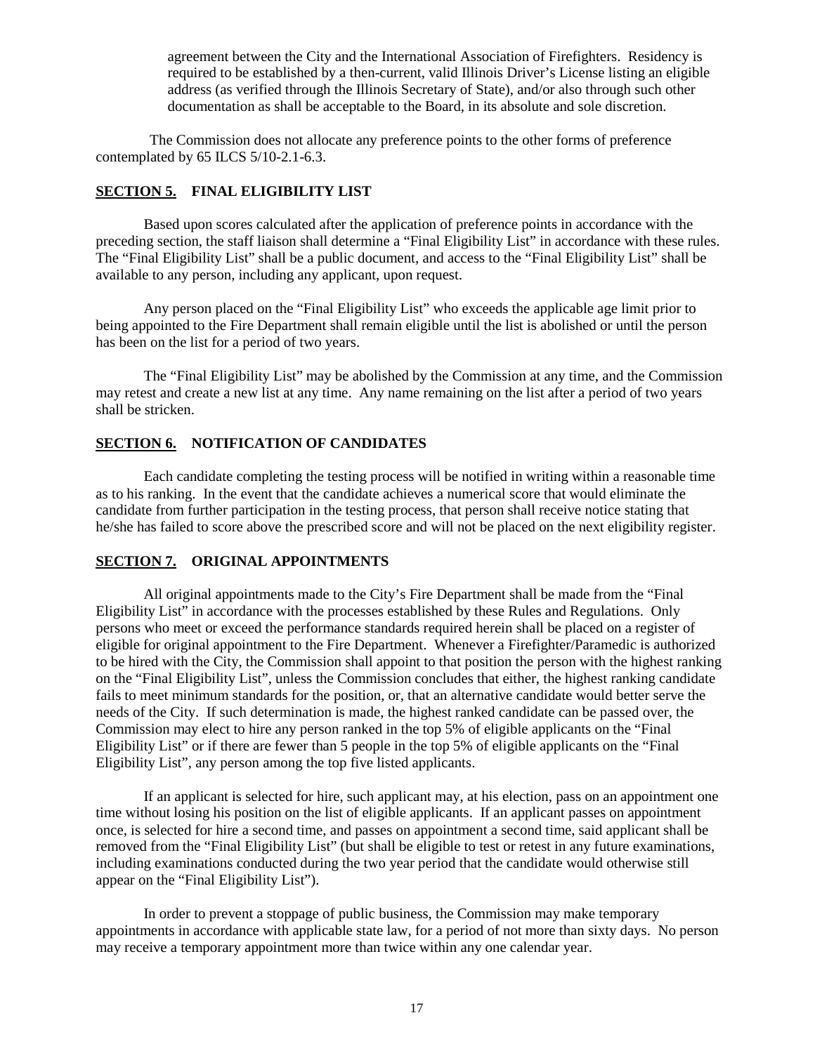agreement between the City and the International Association of Firefighters. Residency is required to be established by a then-current, valid Illinois Driver's License listing an eligible address (as verified through the Illinois Secretary of State), and/or also through such other documentation as shall be acceptable to the Board, in its absolute and sole discretion.

The Commission does not allocate any preference points to the other forms of preference contemplated by 65 ILCS 5/10-2.1-6.3.

## SECTION 5. FINAL ELIGIBILITY LIST

Based upon scores calculated after the application of preference points in accordance with the preceding section, the staff liaison shall determine a "Final Eligibility List" in accordance with these rules. The "Final Eligibility List" shall be a public document, and access to the "Final Eligibility List" shall be available to any person, including any applicant, upon request.

Any person placed on the "Final Eligibility List" who exceeds the applicable age limit prior to being appointed to the Fire Department shall remain eligible until the list is abolished or until the person has been on the list for a period of two years.

The "Final Eligibility List" may be abolished by the Commission at any time, and the Commission may retest and create a new list at any time. Any name remaining on the list after a period of two years shall be stricken.

## SECTION 6. NOTIFICATION OF CANDIDATES

Each candidate completing the testing process will be notified in writing within a reasonable time as to his ranking. In the event that the candidate achieves a numerical score that would eliminate the candidate from further participation in the testing process, that person shall receive notice stating that he/she has failed to score above the prescribed score and will not be placed on the next eligibility register.

## SECTION 7. ORIGINAL APPOINTMENTS

All original appointments made to the City's Fire Department shall be made from the "Final Eligibility List" in accordance with the processes established by these Rules and Regulations. Only persons who meet or exceed the performance standards required herein shall be placed on a register of eligible for original appointment to the Fire Department. Whenever a Firefighter/Paramedic is authorized to be hired with the City, the Commission shall appoint to that position the person with the highest ranking on the "Final Eligibility List", unless the Commission concludes that either, the highest ranking candidate fails to meet minimum standards for the position, or, that an alternative candidate would better serve the needs of the City. If such determination is made, the highest ranked candidate can be passed over, the Commission may elect to hire any person ranked in the top 5% of eligible applicants on the "Final Eligibility List" or if there are fewer than 5 people in the top 5% of eligible applicants on the "Final Eligibility List", any person among the top five listed applicants.

If an applicant is selected for hire, such applicant may, at his election, pass on an appointment one time without losing his position on the list of eligible applicants. If an applicant passes on appointment once, is selected for hire a second time, and passes on appointment a second time, said applicant shall be removed from the "Final Eligibility List" (but shall be eligible to test or retest in any future examinations, including examinations conducted during the two year period that the candidate would otherwise still appear on the "Final Eligibility List").

In order to prevent a stoppage of public business, the Commission may make temporary appointments in accordance with applicable state law, for a period of not more than sixty days. No person may receive a temporary appointment more than twice within any one calendar year.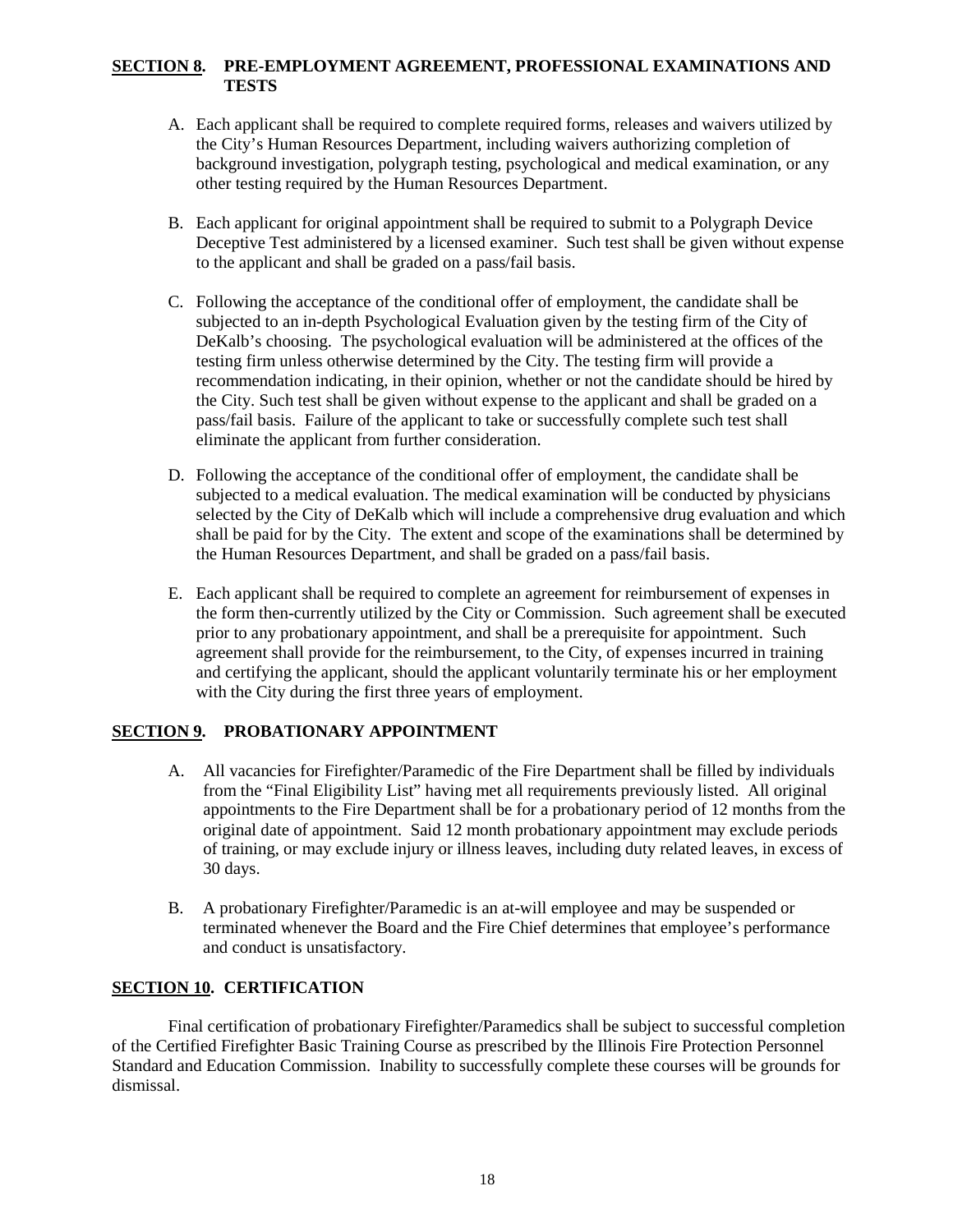## SECTION 8. PRE-EMPLOYMENT AGREEMENT, PROFESSIONAL EXAMINATIONS AND TESTS

A. Each applicant shall be required to complete required forms, releases and waivers utilized by the City's Human Resources Department, including waivers authorizing completion of background investigation, polygraph testing, psychological and medical examination, or any other testing required by the Human Resources Department.

B. Each applicant for original appointment shall be required to submit to a Polygraph Device Deceptive Test administered by a licensed examiner. Such test shall be given without expense to the applicant and shall be graded on a pass/fail basis.

C. Following the acceptance of the conditional offer of employment, the candidate shall be subjected to an in-depth Psychological Evaluation given by the testing firm of the City of DeKalb's choosing. The psychological evaluation will be administered at the offices of the testing firm unless otherwise determined by the City. The testing firm will provide a recommendation indicating, in their opinion, whether or not the candidate should be hired by the City. Such test shall be given without expense to the applicant and shall be graded on a pass/fail basis. Failure of the applicant to take or successfully complete such test shall eliminate the applicant from further consideration.

D. Following the acceptance of the conditional offer of employment, the candidate shall be subjected to a medical evaluation. The medical examination will be conducted by physicians selected by the City of DeKalb which will include a comprehensive drug evaluation and which shall be paid for by the City. The extent and scope of the examinations shall be determined by the Human Resources Department, and shall be graded on a pass/fail basis.

E. Each applicant shall be required to complete an agreement for reimbursement of expenses in the form then-currently utilized by the City or Commission. Such agreement shall be executed prior to any probationary appointment, and shall be a prerequisite for appointment. Such agreement shall provide for the reimbursement, to the City, of expenses incurred in training and certifying the applicant, should the applicant voluntarily terminate his or her employment with the City during the first three years of employment.

## SECTION 9. PROBATIONARY APPOINTMENT

A. All vacancies for Firefighter/Paramedic of the Fire Department shall be filled by individuals from the "Final Eligibility List" having met all requirements previously listed. All original appointments to the Fire Department shall be for a probationary period of 12 months from the original date of appointment. Said 12 month probationary appointment may exclude periods of training, or may exclude injury or illness leaves, including duty related leaves, in excess of 30 days.

B. A probationary Firefighter/Paramedic is an at-will employee and may be suspended or terminated whenever the Board and the Fire Chief determines that employee's performance and conduct is unsatisfactory.

## SECTION 10. CERTIFICATION

Final certification of probationary Firefighter/Paramedics shall be subject to successful completion of the Certified Firefighter Basic Training Course as prescribed by the Illinois Fire Protection Personnel Standard and Education Commission. Inability to successfully complete these courses will be grounds for dismissal.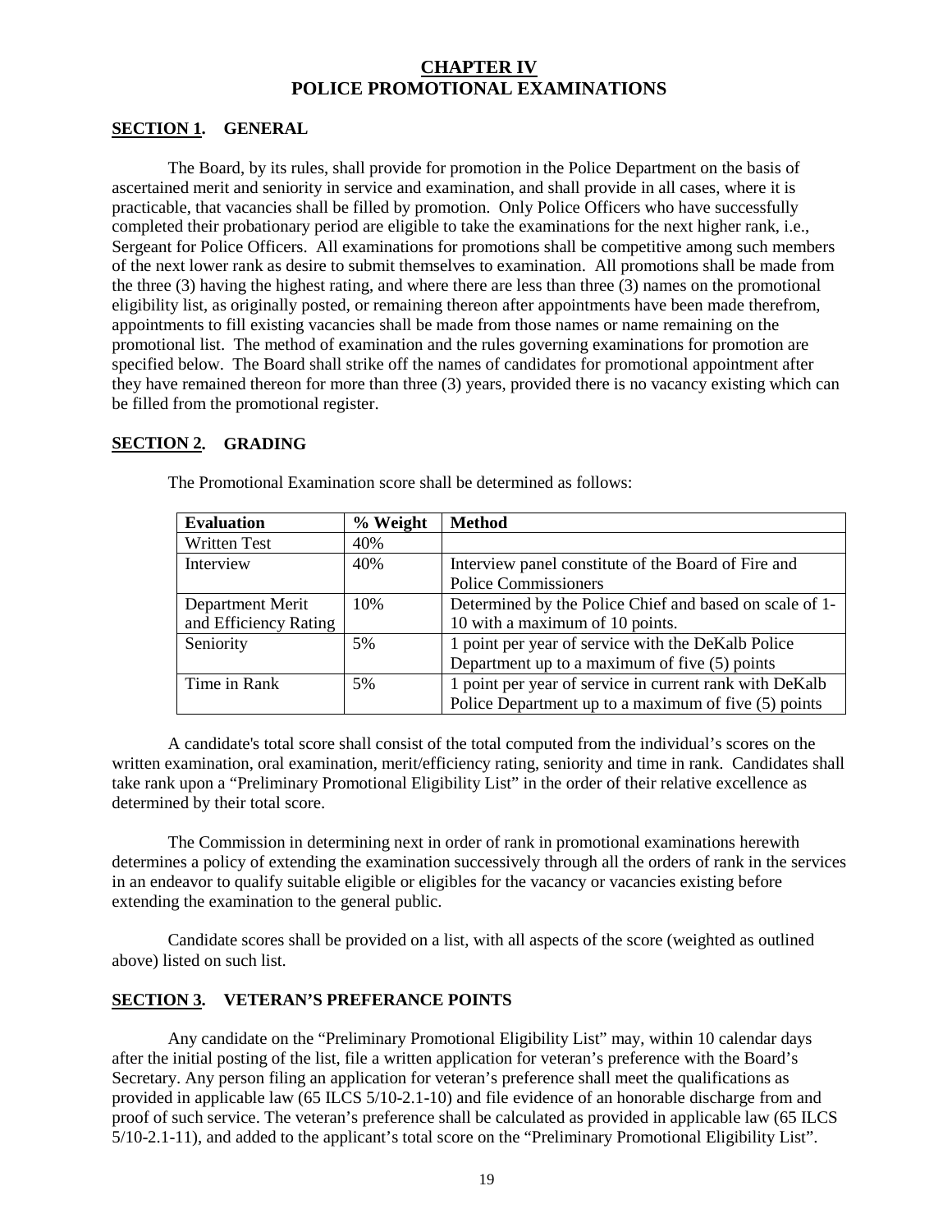# CHAPTER IV
# POLICE PROMOTIONAL EXAMINATIONS

## SECTION 1. GENERAL

The Board, by its rules, shall provide for promotion in the Police Department on the basis of ascertained merit and seniority in service and examination, and shall provide in all cases, where it is practicable, that vacancies shall be filled by promotion. Only Police Officers who have successfully completed their probationary period are eligible to take the examinations for the next higher rank, i.e., Sergeant for Police Officers. All examinations for promotions shall be competitive among such members of the next lower rank as desire to submit themselves to examination. All promotions shall be made from the three (3) having the highest rating, and where there are less than three (3) names on the promotional eligibility list, as originally posted, or remaining thereon after appointments have been made therefrom, appointments to fill existing vacancies shall be made from those names or name remaining on the promotional list. The method of examination and the rules governing examinations for promotion are specified below. The Board shall strike off the names of candidates for promotional appointment after they have remained thereon for more than three (3) years, provided there is no vacancy existing which can be filled from the promotional register.

## SECTION 2. GRADING

The Promotional Examination score shall be determined as follows:

| Evaluation | % Weight | Method |
|---|---|---|
| Written Test | 40% | |
| Interview | 40% | Interview panel constitute of the Board of Fire and Police Commissioners |
| Department Merit and Efficiency Rating | 10% | Determined by the Police Chief and based on scale of 1-10 with a maximum of 10 points. |
| Seniority | 5% | 1 point per year of service with the DeKalb Police Department up to a maximum of five (5) points |
| Time in Rank | 5% | 1 point per year of service in current rank with DeKalb Police Department up to a maximum of five (5) points |

A candidate's total score shall consist of the total computed from the individual's scores on the written examination, oral examination, merit/efficiency rating, seniority and time in rank. Candidates shall take rank upon a "Preliminary Promotional Eligibility List" in the order of their relative excellence as determined by their total score.

The Commission in determining next in order of rank in promotional examinations herewith determines a policy of extending the examination successively through all the orders of rank in the services in an endeavor to qualify suitable eligible or eligibles for the vacancy or vacancies existing before extending the examination to the general public.

Candidate scores shall be provided on a list, with all aspects of the score (weighted as outlined above) listed on such list.

## SECTION 3. VETERAN'S PREFERANCE POINTS

Any candidate on the "Preliminary Promotional Eligibility List" may, within 10 calendar days after the initial posting of the list, file a written application for veteran's preference with the Board's Secretary. Any person filing an application for veteran's preference shall meet the qualifications as provided in applicable law (65 ILCS 5/10-2.1-10) and file evidence of an honorable discharge from and proof of such service. The veteran's preference shall be calculated as provided in applicable law (65 ILCS 5/10-2.1-11), and added to the applicant's total score on the "Preliminary Promotional Eligibility List".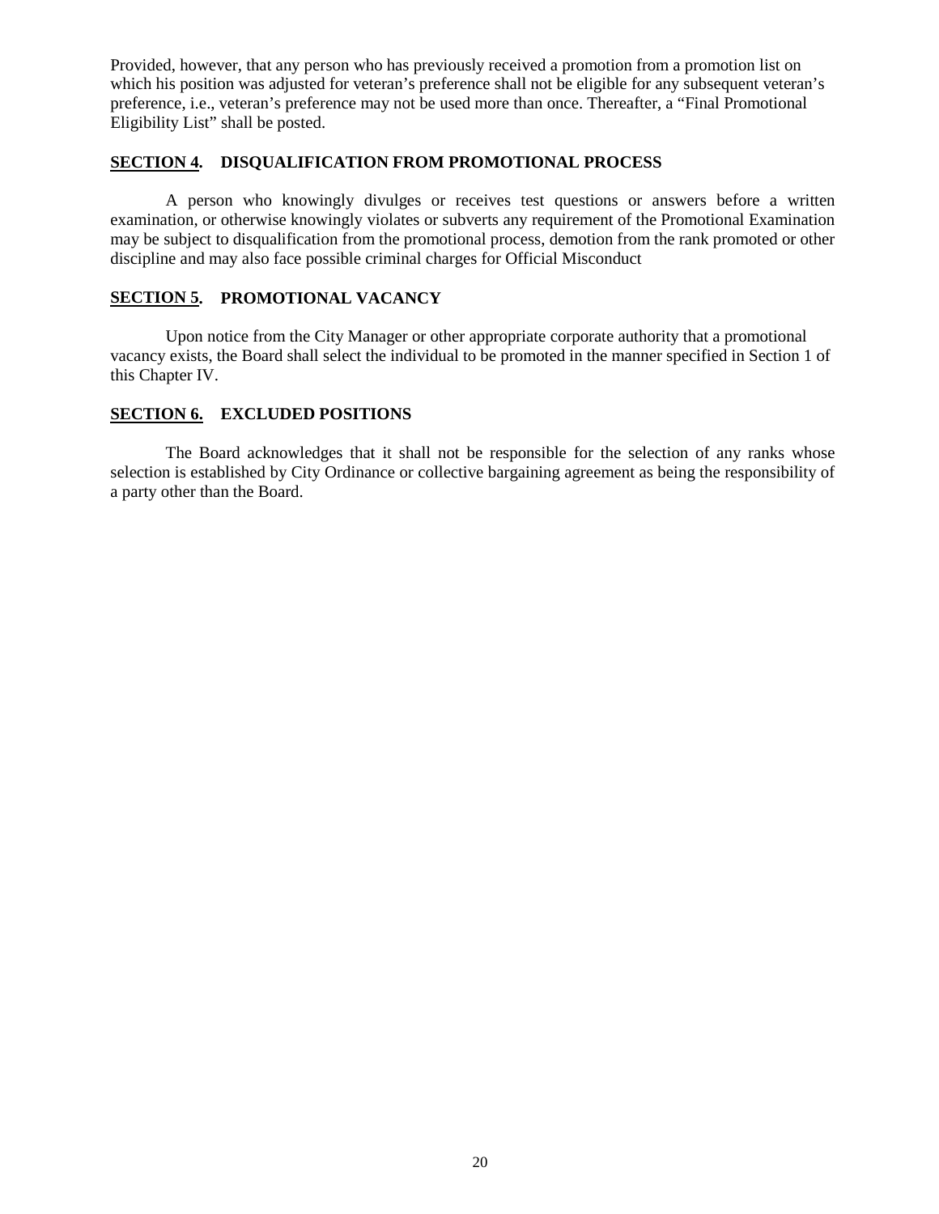Provided, however, that any person who has previously received a promotion from a promotion list on which his position was adjusted for veteran's preference shall not be eligible for any subsequent veteran's preference, i.e., veteran's preference may not be used more than once. Thereafter, a "Final Promotional Eligibility List" shall be posted.

## **SECTION 4.** DISQUALIFICATION FROM PROMOTIONAL PROCESS

A person who knowingly divulges or receives test questions or answers before a written examination, or otherwise knowingly violates or subverts any requirement of the Promotional Examination may be subject to disqualification from the promotional process, demotion from the rank promoted or other discipline and may also face possible criminal charges for Official Misconduct

## **SECTION 5.** PROMOTIONAL VACANCY

Upon notice from the City Manager or other appropriate corporate authority that a promotional vacancy exists, the Board shall select the individual to be promoted in the manner specified in Section 1 of this Chapter IV.

## **SECTION 6.** EXCLUDED POSITIONS

The Board acknowledges that it shall not be responsible for the selection of any ranks whose selection is established by City Ordinance or collective bargaining agreement as being the responsibility of a party other than the Board.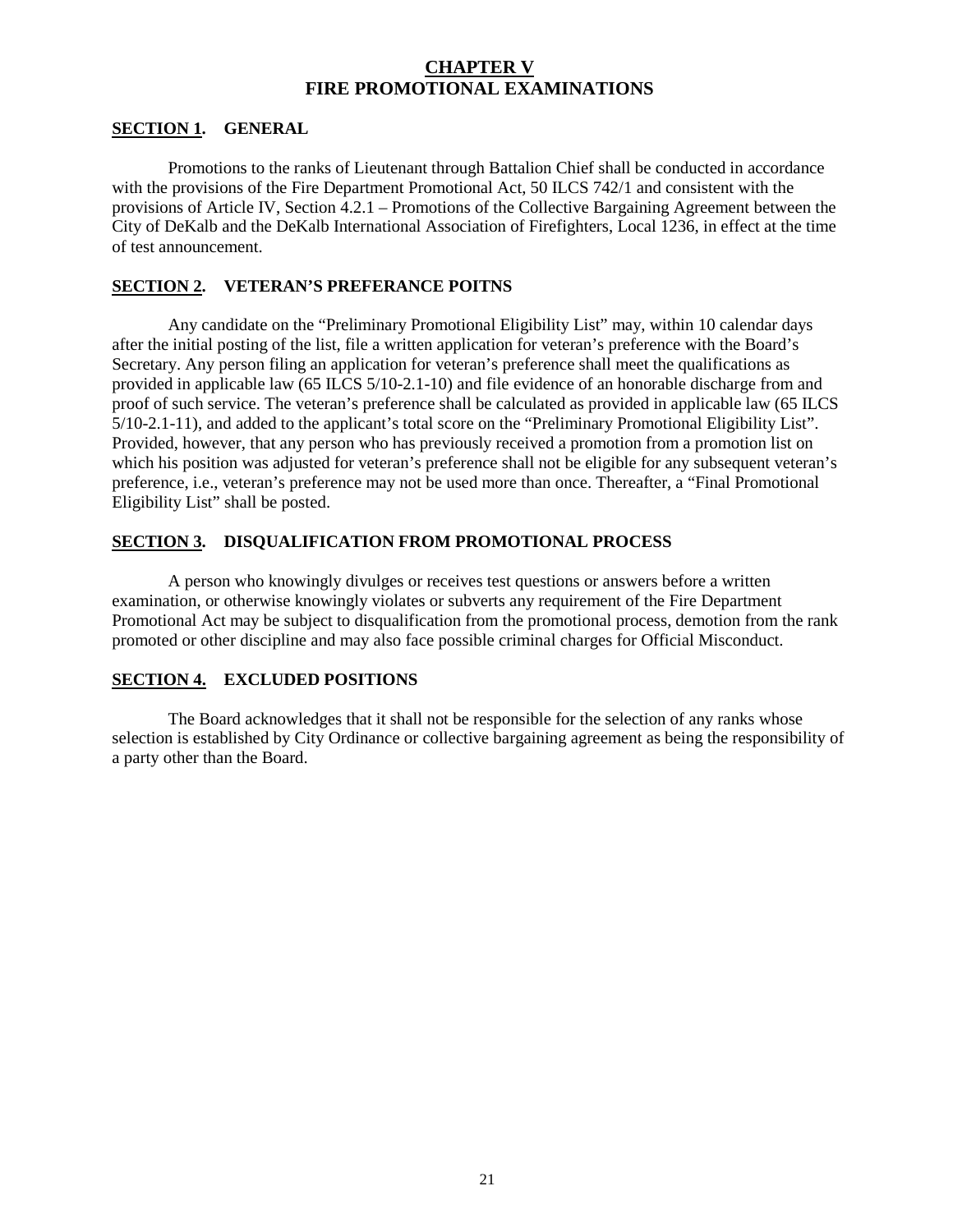# CHAPTER V
# FIRE PROMOTIONAL EXAMINATIONS

## SECTION 1. GENERAL

Promotions to the ranks of Lieutenant through Battalion Chief shall be conducted in accordance with the provisions of the Fire Department Promotional Act, 50 ILCS 742/1 and consistent with the provisions of Article IV, Section 4.2.1 – Promotions of the Collective Bargaining Agreement between the City of DeKalb and the DeKalb International Association of Firefighters, Local 1236, in effect at the time of test announcement.

## SECTION 2. VETERAN'S PREFERANCE POITNS

Any candidate on the "Preliminary Promotional Eligibility List" may, within 10 calendar days after the initial posting of the list, file a written application for veteran's preference with the Board's Secretary. Any person filing an application for veteran's preference shall meet the qualifications as provided in applicable law (65 ILCS 5/10-2.1-10) and file evidence of an honorable discharge from and proof of such service. The veteran's preference shall be calculated as provided in applicable law (65 ILCS 5/10-2.1-11), and added to the applicant's total score on the "Preliminary Promotional Eligibility List". Provided, however, that any person who has previously received a promotion from a promotion list on which his position was adjusted for veteran's preference shall not be eligible for any subsequent veteran's preference, i.e., veteran's preference may not be used more than once. Thereafter, a "Final Promotional Eligibility List" shall be posted.

## SECTION 3. DISQUALIFICATION FROM PROMOTIONAL PROCESS

A person who knowingly divulges or receives test questions or answers before a written examination, or otherwise knowingly violates or subverts any requirement of the Fire Department Promotional Act may be subject to disqualification from the promotional process, demotion from the rank promoted or other discipline and may also face possible criminal charges for Official Misconduct.

## SECTION 4. EXCLUDED POSITIONS

The Board acknowledges that it shall not be responsible for the selection of any ranks whose selection is established by City Ordinance or collective bargaining agreement as being the responsibility of a party other than the Board.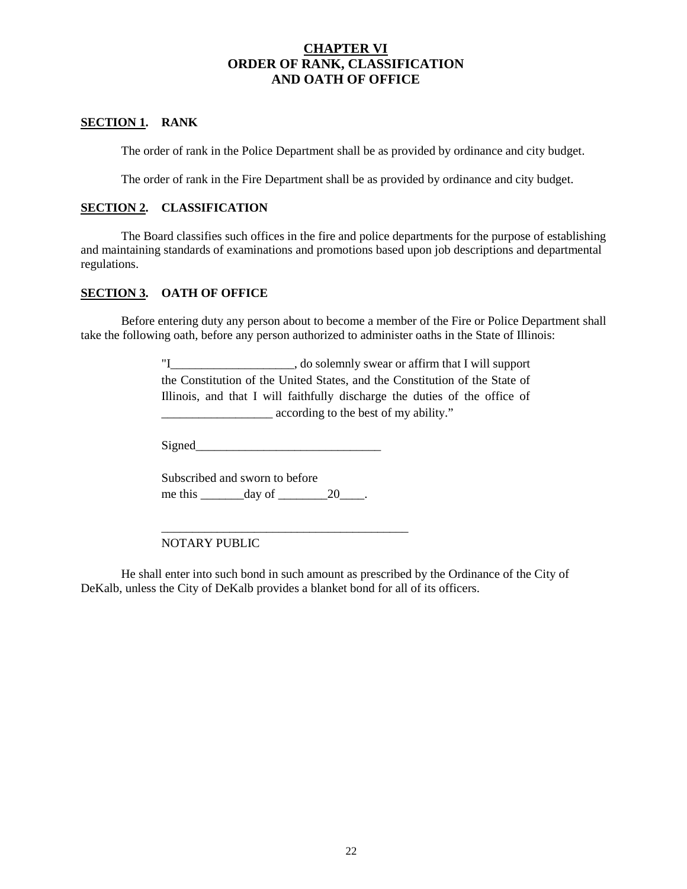# CHAPTER VI
# ORDER OF RANK, CLASSIFICATION AND OATH OF OFFICE

## SECTION 1. RANK

The order of rank in the Police Department shall be as provided by ordinance and city budget.

The order of rank in the Fire Department shall be as provided by ordinance and city budget.

## SECTION 2. CLASSIFICATION

The Board classifies such offices in the fire and police departments for the purpose of establishing and maintaining standards of examinations and promotions based upon job descriptions and departmental regulations.

## SECTION 3. OATH OF OFFICE

Before entering duty any person about to become a member of the Fire or Police Department shall take the following oath, before any person authorized to administer oaths in the State of Illinois:

> "I____________________, do solemnly swear or affirm that I will support the Constitution of the United States, and the Constitution of the State of Illinois, and that I will faithfully discharge the duties of the office of __________________ according to the best of my ability."
>
> Signed______________________________
>
> Subscribed and sworn to before
> me this _______day of ________20____.
>
> ________________________________________
> NOTARY PUBLIC

He shall enter into such bond in such amount as prescribed by the Ordinance of the City of DeKalb, unless the City of DeKalb provides a blanket bond for all of its officers.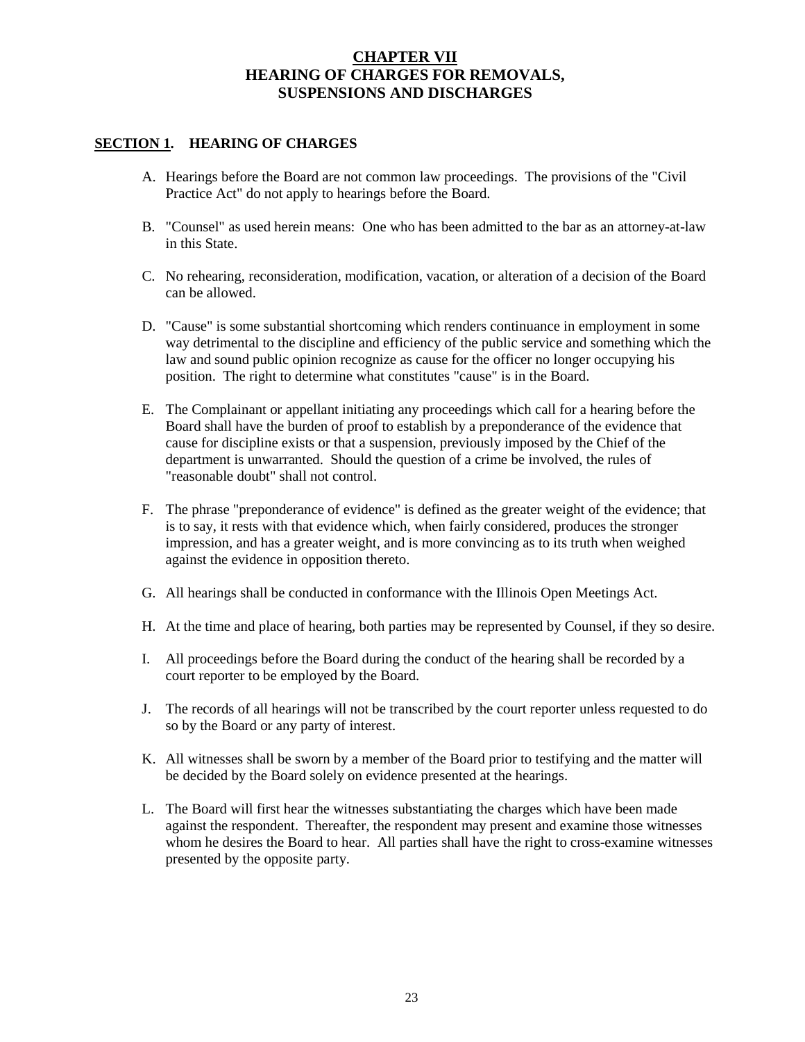# CHAPTER VII
# HEARING OF CHARGES FOR REMOVALS, SUSPENSIONS AND DISCHARGES

## SECTION 1. HEARING OF CHARGES

A. Hearings before the Board are not common law proceedings. The provisions of the "Civil Practice Act" do not apply to hearings before the Board.

B. "Counsel" as used herein means: One who has been admitted to the bar as an attorney-at-law in this State.

C. No rehearing, reconsideration, modification, vacation, or alteration of a decision of the Board can be allowed.

D. "Cause" is some substantial shortcoming which renders continuance in employment in some way detrimental to the discipline and efficiency of the public service and something which the law and sound public opinion recognize as cause for the officer no longer occupying his position. The right to determine what constitutes "cause" is in the Board.

E. The Complainant or appellant initiating any proceedings which call for a hearing before the Board shall have the burden of proof to establish by a preponderance of the evidence that cause for discipline exists or that a suspension, previously imposed by the Chief of the department is unwarranted. Should the question of a crime be involved, the rules of "reasonable doubt" shall not control.

F. The phrase "preponderance of evidence" is defined as the greater weight of the evidence; that is to say, it rests with that evidence which, when fairly considered, produces the stronger impression, and has a greater weight, and is more convincing as to its truth when weighed against the evidence in opposition thereto.

G. All hearings shall be conducted in conformance with the Illinois Open Meetings Act.

H. At the time and place of hearing, both parties may be represented by Counsel, if they so desire.

I. All proceedings before the Board during the conduct of the hearing shall be recorded by a court reporter to be employed by the Board.

J. The records of all hearings will not be transcribed by the court reporter unless requested to do so by the Board or any party of interest.

K. All witnesses shall be sworn by a member of the Board prior to testifying and the matter will be decided by the Board solely on evidence presented at the hearings.

L. The Board will first hear the witnesses substantiating the charges which have been made against the respondent. Thereafter, the respondent may present and examine those witnesses whom he desires the Board to hear. All parties shall have the right to cross-examine witnesses presented by the opposite party.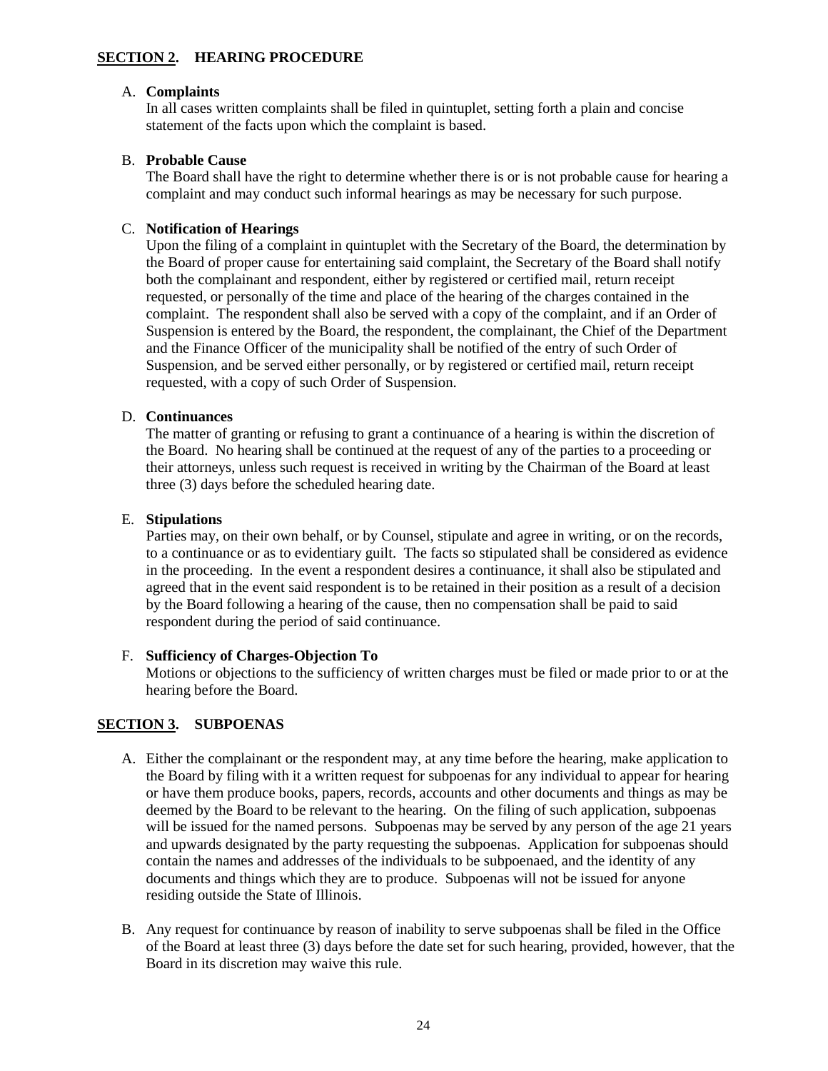## SECTION 2. HEARING PROCEDURE

A. **Complaints**
   In all cases written complaints shall be filed in quintuplet, setting forth a plain and concise statement of the facts upon which the complaint is based.

B. **Probable Cause**
   The Board shall have the right to determine whether there is or is not probable cause for hearing a complaint and may conduct such informal hearings as may be necessary for such purpose.

C. **Notification of Hearings**
   Upon the filing of a complaint in quintuplet with the Secretary of the Board, the determination by the Board of proper cause for entertaining said complaint, the Secretary of the Board shall notify both the complainant and respondent, either by registered or certified mail, return receipt requested, or personally of the time and place of the hearing of the charges contained in the complaint. The respondent shall also be served with a copy of the complaint, and if an Order of Suspension is entered by the Board, the respondent, the complainant, the Chief of the Department and the Finance Officer of the municipality shall be notified of the entry of such Order of Suspension, and be served either personally, or by registered or certified mail, return receipt requested, with a copy of such Order of Suspension.

D. **Continuances**
   The matter of granting or refusing to grant a continuance of a hearing is within the discretion of the Board. No hearing shall be continued at the request of any of the parties to a proceeding or their attorneys, unless such request is received in writing by the Chairman of the Board at least three (3) days before the scheduled hearing date.

E. **Stipulations**
   Parties may, on their own behalf, or by Counsel, stipulate and agree in writing, or on the records, to a continuance or as to evidentiary guilt. The facts so stipulated shall be considered as evidence in the proceeding. In the event a respondent desires a continuance, it shall also be stipulated and agreed that in the event said respondent is to be retained in their position as a result of a decision by the Board following a hearing of the cause, then no compensation shall be paid to said respondent during the period of said continuance.

F. **Sufficiency of Charges-Objection To**
   Motions or objections to the sufficiency of written charges must be filed or made prior to or at the hearing before the Board.

## SECTION 3. SUBPOENAS

A. Either the complainant or the respondent may, at any time before the hearing, make application to the Board by filing with it a written request for subpoenas for any individual to appear for hearing or have them produce books, papers, records, accounts and other documents and things as may be deemed by the Board to be relevant to the hearing. On the filing of such application, subpoenas will be issued for the named persons. Subpoenas may be served by any person of the age 21 years and upwards designated by the party requesting the subpoenas. Application for subpoenas should contain the names and addresses of the individuals to be subpoenaed, and the identity of any documents and things which they are to produce. Subpoenas will not be issued for anyone residing outside the State of Illinois.

B. Any request for continuance by reason of inability to serve subpoenas shall be filed in the Office of the Board at least three (3) days before the date set for such hearing, provided, however, that the Board in its discretion may waive this rule.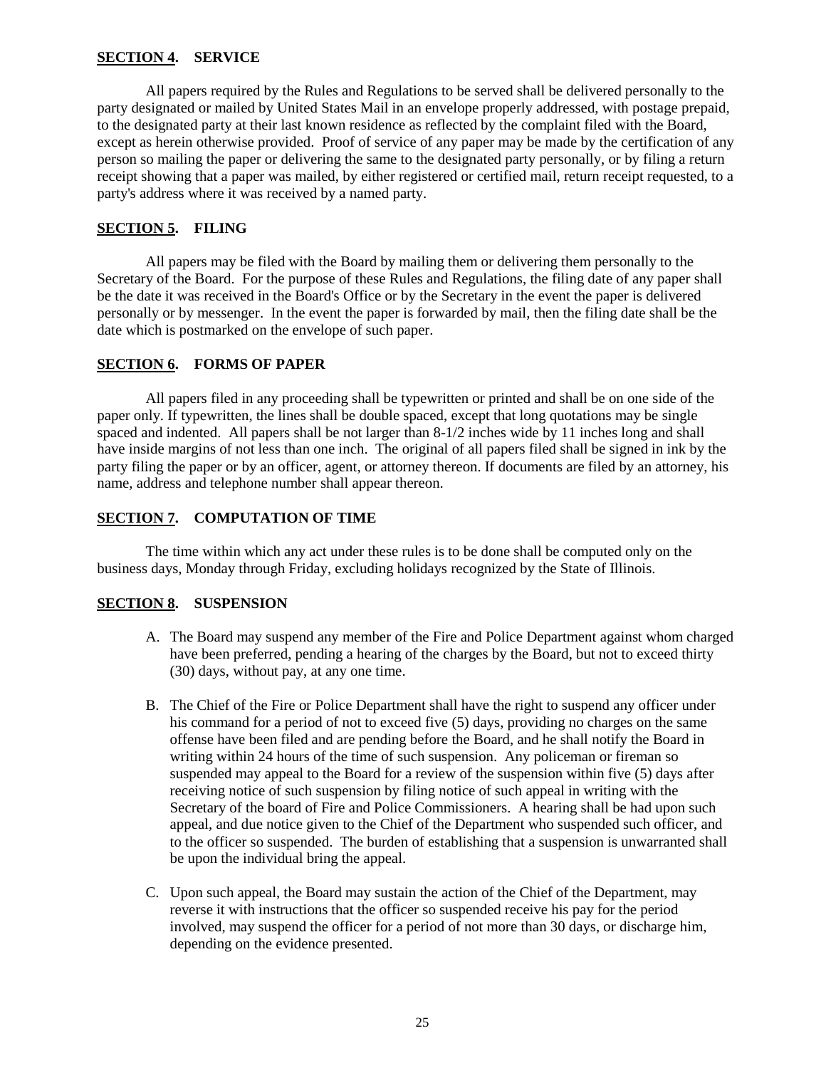## **SECTION 4. SERVICE**

All papers required by the Rules and Regulations to be served shall be delivered personally to the party designated or mailed by United States Mail in an envelope properly addressed, with postage prepaid, to the designated party at their last known residence as reflected by the complaint filed with the Board, except as herein otherwise provided. Proof of service of any paper may be made by the certification of any person so mailing the paper or delivering the same to the designated party personally, or by filing a return receipt showing that a paper was mailed, by either registered or certified mail, return receipt requested, to a party's address where it was received by a named party.

## **SECTION 5. FILING**

All papers may be filed with the Board by mailing them or delivering them personally to the Secretary of the Board. For the purpose of these Rules and Regulations, the filing date of any paper shall be the date it was received in the Board's Office or by the Secretary in the event the paper is delivered personally or by messenger. In the event the paper is forwarded by mail, then the filing date shall be the date which is postmarked on the envelope of such paper.

## **SECTION 6. FORMS OF PAPER**

All papers filed in any proceeding shall be typewritten or printed and shall be on one side of the paper only. If typewritten, the lines shall be double spaced, except that long quotations may be single spaced and indented. All papers shall be not larger than 8-1/2 inches wide by 11 inches long and shall have inside margins of not less than one inch. The original of all papers filed shall be signed in ink by the party filing the paper or by an officer, agent, or attorney thereon. If documents are filed by an attorney, his name, address and telephone number shall appear thereon.

## **SECTION 7. COMPUTATION OF TIME**

The time within which any act under these rules is to be done shall be computed only on the business days, Monday through Friday, excluding holidays recognized by the State of Illinois.

## **SECTION 8. SUSPENSION**

A. The Board may suspend any member of the Fire and Police Department against whom charged have been preferred, pending a hearing of the charges by the Board, but not to exceed thirty (30) days, without pay, at any one time.

B. The Chief of the Fire or Police Department shall have the right to suspend any officer under his command for a period of not to exceed five (5) days, providing no charges on the same offense have been filed and are pending before the Board, and he shall notify the Board in writing within 24 hours of the time of such suspension. Any policeman or fireman so suspended may appeal to the Board for a review of the suspension within five (5) days after receiving notice of such suspension by filing notice of such appeal in writing with the Secretary of the board of Fire and Police Commissioners. A hearing shall be had upon such appeal, and due notice given to the Chief of the Department who suspended such officer, and to the officer so suspended. The burden of establishing that a suspension is unwarranted shall be upon the individual bring the appeal.

C. Upon such appeal, the Board may sustain the action of the Chief of the Department, may reverse it with instructions that the officer so suspended receive his pay for the period involved, may suspend the officer for a period of not more than 30 days, or discharge him, depending on the evidence presented.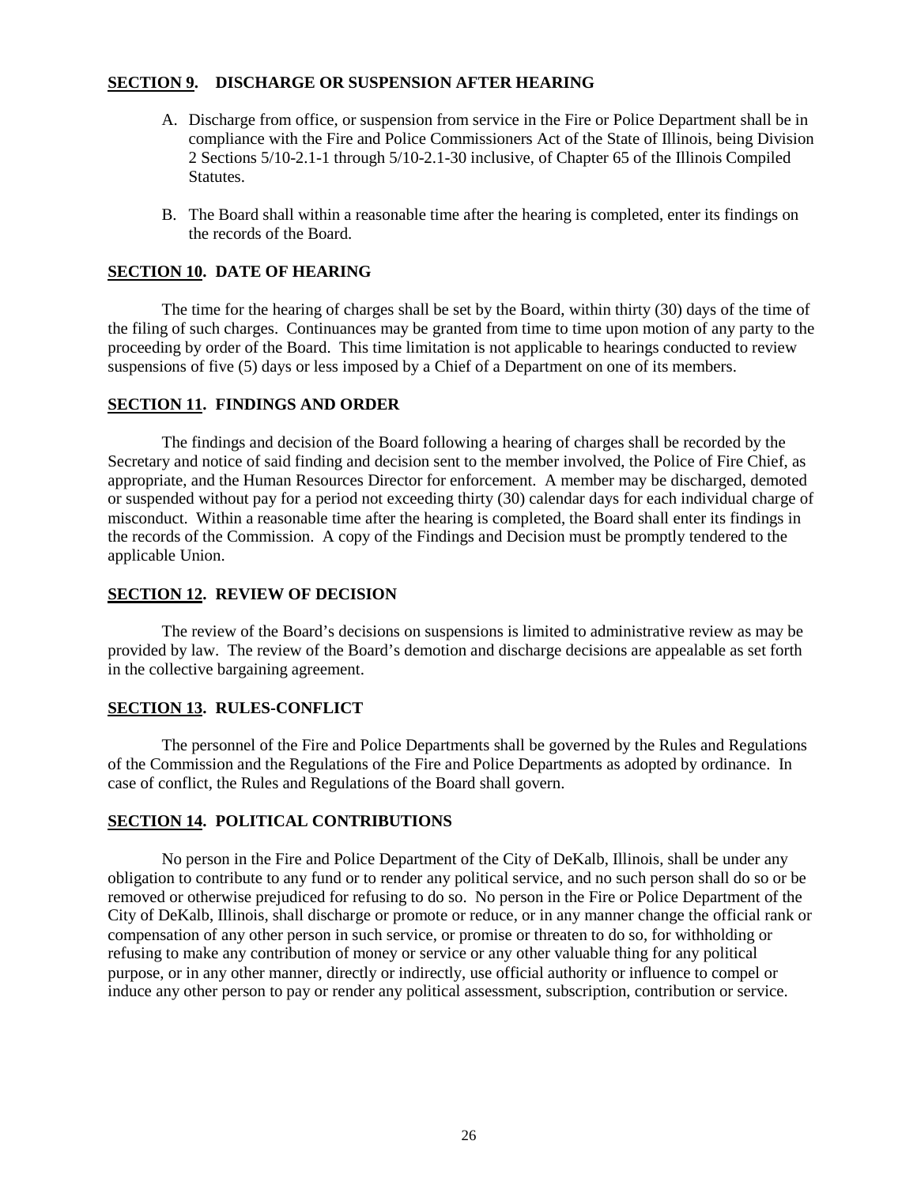## **SECTION 9. DISCHARGE OR SUSPENSION AFTER HEARING**

A. Discharge from office, or suspension from service in the Fire or Police Department shall be in compliance with the Fire and Police Commissioners Act of the State of Illinois, being Division 2 Sections 5/10-2.1-1 through 5/10-2.1-30 inclusive, of Chapter 65 of the Illinois Compiled Statutes.

B. The Board shall within a reasonable time after the hearing is completed, enter its findings on the records of the Board.

## **SECTION 10. DATE OF HEARING**

The time for the hearing of charges shall be set by the Board, within thirty (30) days of the time of the filing of such charges. Continuances may be granted from time to time upon motion of any party to the proceeding by order of the Board. This time limitation is not applicable to hearings conducted to review suspensions of five (5) days or less imposed by a Chief of a Department on one of its members.

## **SECTION 11. FINDINGS AND ORDER**

The findings and decision of the Board following a hearing of charges shall be recorded by the Secretary and notice of said finding and decision sent to the member involved, the Police of Fire Chief, as appropriate, and the Human Resources Director for enforcement. A member may be discharged, demoted or suspended without pay for a period not exceeding thirty (30) calendar days for each individual charge of misconduct. Within a reasonable time after the hearing is completed, the Board shall enter its findings in the records of the Commission. A copy of the Findings and Decision must be promptly tendered to the applicable Union.

## **SECTION 12. REVIEW OF DECISION**

The review of the Board's decisions on suspensions is limited to administrative review as may be provided by law. The review of the Board's demotion and discharge decisions are appealable as set forth in the collective bargaining agreement.

## **SECTION 13. RULES-CONFLICT**

The personnel of the Fire and Police Departments shall be governed by the Rules and Regulations of the Commission and the Regulations of the Fire and Police Departments as adopted by ordinance. In case of conflict, the Rules and Regulations of the Board shall govern.

## **SECTION 14. POLITICAL CONTRIBUTIONS**

No person in the Fire and Police Department of the City of DeKalb, Illinois, shall be under any obligation to contribute to any fund or to render any political service, and no such person shall do so or be removed or otherwise prejudiced for refusing to do so. No person in the Fire or Police Department of the City of DeKalb, Illinois, shall discharge or promote or reduce, or in any manner change the official rank or compensation of any other person in such service, or promise or threaten to do so, for withholding or refusing to make any contribution of money or service or any other valuable thing for any political purpose, or in any other manner, directly or indirectly, use official authority or influence to compel or induce any other person to pay or render any political assessment, subscription, contribution or service.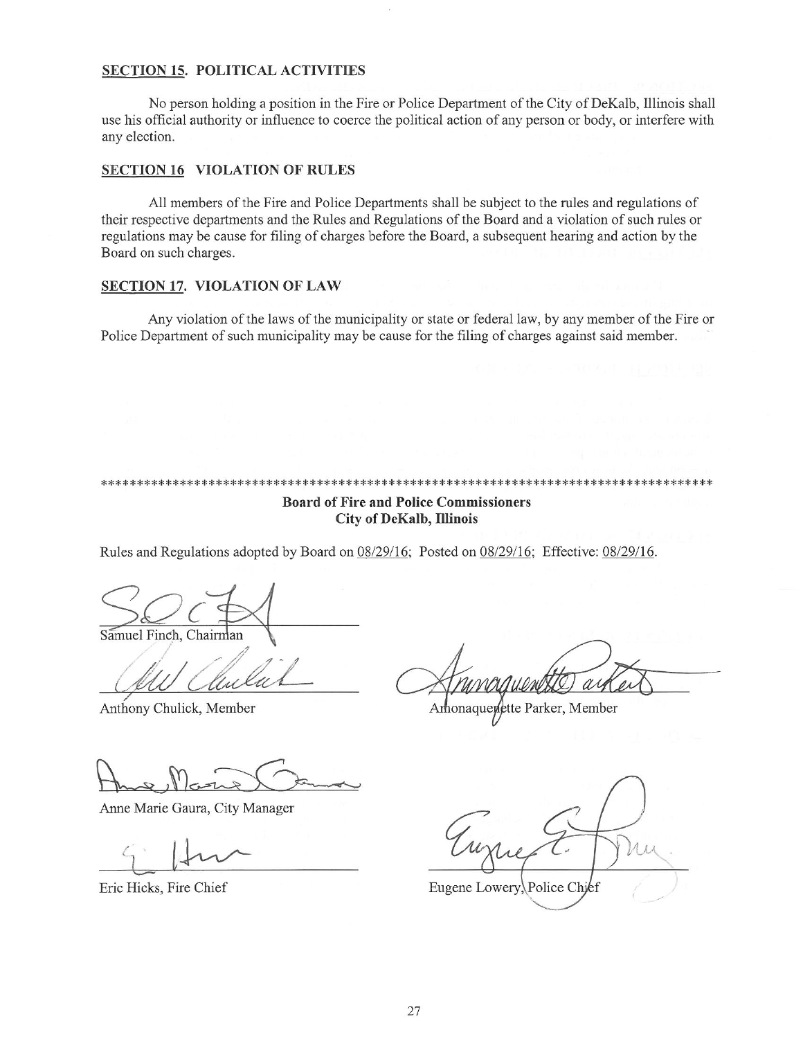**SECTION 15. POLITICAL ACTIVITIES**

No person holding a position in the Fire or Police Department of the City of DeKalb, Illinois shall use his official authority or influence to coerce the political action of any person or body, or interfere with any election.

**SECTION 16 VIOLATION OF RULES**

All members of the Fire and Police Departments shall be subject to the rules and regulations of their respective departments and the Rules and Regulations of the Board and a violation of such rules or regulations may be cause for filing of charges before the Board, a subsequent hearing and action by the Board on such charges.

**SECTION 17. VIOLATION OF LAW**

Any violation of the laws of the municipality or state or federal law, by any member of the Fire or Police Department of such municipality may be cause for the filing of charges against said member.

*****************************************************************************************

**Board of Fire and Police Commissioners**
**City of DeKalb, Illinois**

Rules and Regulations adopted by Board on 08/29/16; Posted on 08/29/16; Effective: 08/29/16.

Samuel Finch, Chairman

Anthony Chulick, Member

Amonaquenette Parker, Member

Anne Marie Gaura, City Manager

Eric Hicks, Fire Chief

Eugene Lowery, Police Chief